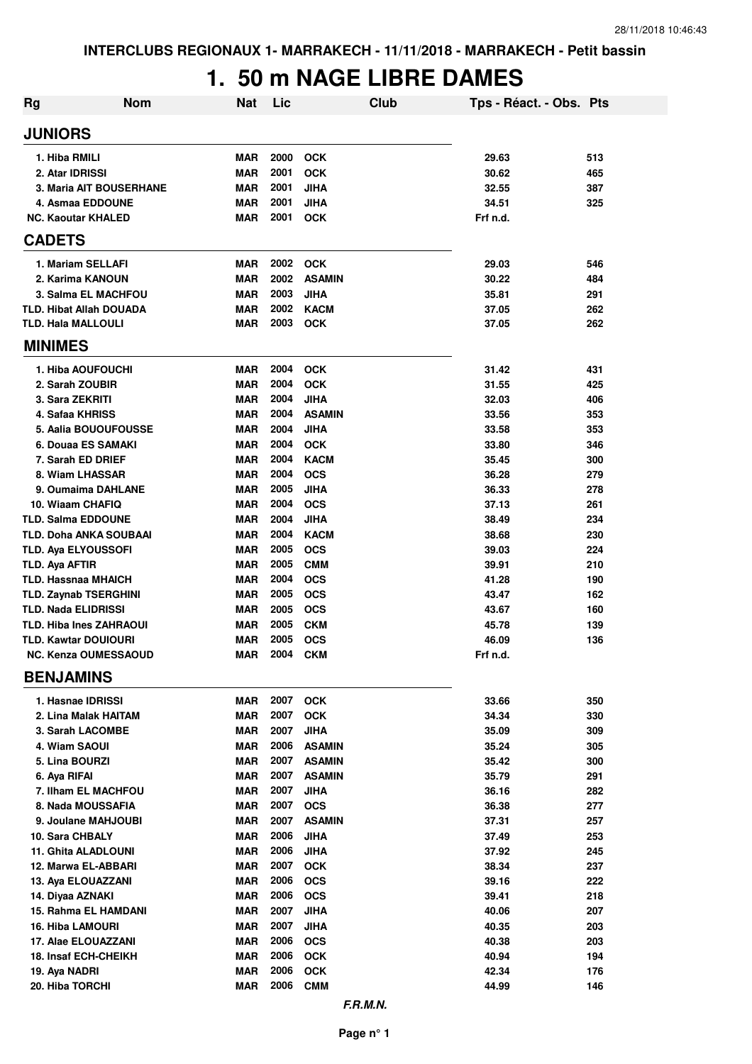INTERCLUBS REGIONAUX 1- MARRAKECH - 11/11/2018 - MARRAKECH - Petit bassin

# 1. 50 m NAGE LIBRE DAMES

| Rg | Nom | Nat | Lic | Club | Tps - Réact. - Obs. | Pts |
|---|---|---|---|---|---|---|
| **JUNIORS** | | | | | | |
| 1. | Hiba RMILI | MAR | 2000 | OCK | 29.63 | 513 |
| 2. | Atar IDRISSI | MAR | 2001 | OCK | 30.62 | 465 |
| 3. | Maria AIT BOUSERHANE | MAR | 2001 | JIHA | 32.55 | 387 |
| 4. | Asmaa EDDOUNE | MAR | 2001 | JIHA | 34.51 | 325 |
| NC. | Kaoutar KHALED | MAR | 2001 | OCK | Frf n.d. | |
| **CADETS** | | | | | | |
| 1. | Mariam SELLAFI | MAR | 2002 | OCK | 29.03 | 546 |
| 2. | Karima KANOUN | MAR | 2002 | ASAMIN | 30.22 | 484 |
| 3. | Salma EL MACHFOU | MAR | 2003 | JIHA | 35.81 | 291 |
| TLD. | Hibat Allah DOUADA | MAR | 2002 | KACM | 37.05 | 262 |
| TLD. | Hala MALLOULI | MAR | 2003 | OCK | 37.05 | 262 |
| **MINIMES** | | | | | | |
| 1. | Hiba AOUFOUCHI | MAR | 2004 | OCK | 31.42 | 431 |
| 2. | Sarah ZOUBIR | MAR | 2004 | OCK | 31.55 | 425 |
| 3. | Sara ZEKRITI | MAR | 2004 | JIHA | 32.03 | 406 |
| 4. | Safaa KHRISS | MAR | 2004 | ASAMIN | 33.56 | 353 |
| 5. | Aalia BOUOUFOUSSE | MAR | 2004 | JIHA | 33.58 | 353 |
| 6. | Douaa ES SAMAKI | MAR | 2004 | OCK | 33.80 | 346 |
| 7. | Sarah ED DRIEF | MAR | 2004 | KACM | 35.45 | 300 |
| 8. | Wiam LHASSAR | MAR | 2004 | OCS | 36.28 | 279 |
| 9. | Oumaima DAHLANE | MAR | 2005 | JIHA | 36.33 | 278 |
| 10. | Wiaam CHAFIQ | MAR | 2004 | OCS | 37.13 | 261 |
| TLD. | Salma EDDOUNE | MAR | 2004 | JIHA | 38.49 | 234 |
| TLD. | Doha ANKA SOUBAAI | MAR | 2004 | KACM | 38.68 | 230 |
| TLD. | Aya ELYOUSSOFI | MAR | 2005 | OCS | 39.03 | 224 |
| TLD. | Aya AFTIR | MAR | 2005 | CMM | 39.91 | 210 |
| TLD. | Hassnaa MHAICH | MAR | 2004 | OCS | 41.28 | 190 |
| TLD. | Zaynab TSERGHINI | MAR | 2005 | OCS | 43.47 | 162 |
| TLD. | Nada ELIDRISSI | MAR | 2005 | OCS | 43.67 | 160 |
| TLD. | Hiba Ines ZAHRAOUI | MAR | 2005 | CKM | 45.78 | 139 |
| TLD. | Kawtar DOUIOURI | MAR | 2005 | OCS | 46.09 | 136 |
| NC. | Kenza OUMESSAOUD | MAR | 2004 | CKM | Frf n.d. | |
| **BENJAMINS** | | | | | | |
| 1. | Hasnae IDRISSI | MAR | 2007 | OCK | 33.66 | 350 |
| 2. | Lina Malak HAITAM | MAR | 2007 | OCK | 34.34 | 330 |
| 3. | Sarah LACOMBE | MAR | 2007 | JIHA | 35.09 | 309 |
| 4. | Wiam SAOUI | MAR | 2006 | ASAMIN | 35.24 | 305 |
| 5. | Lina BOURZI | MAR | 2007 | ASAMIN | 35.42 | 300 |
| 6. | Aya RIFAI | MAR | 2007 | ASAMIN | 35.79 | 291 |
| 7. | Ilham EL MACHFOU | MAR | 2007 | JIHA | 36.16 | 282 |
| 8. | Nada MOUSSAFIA | MAR | 2007 | OCS | 36.38 | 277 |
| 9. | Joulane MAHJOUBI | MAR | 2007 | ASAMIN | 37.31 | 257 |
| 10. | Sara CHBALY | MAR | 2006 | JIHA | 37.49 | 253 |
| 11. | Ghita ALADLOUNI | MAR | 2006 | JIHA | 37.92 | 245 |
| 12. | Marwa EL-ABBARI | MAR | 2007 | OCK | 38.34 | 237 |
| 13. | Aya ELOUAZZANI | MAR | 2006 | OCS | 39.16 | 222 |
| 14. | Diyaa AZNAKI | MAR | 2006 | OCS | 39.41 | 218 |
| 15. | Rahma EL HAMDANI | MAR | 2007 | JIHA | 40.06 | 207 |
| 16. | Hiba LAMOURI | MAR | 2007 | JIHA | 40.35 | 203 |
| 17. | Alae ELOUAZZANI | MAR | 2006 | OCS | 40.38 | 203 |
| 18. | Insaf ECH-CHEIKH | MAR | 2006 | OCK | 40.94 | 194 |
| 19. | Aya NADRI | MAR | 2006 | OCK | 42.34 | 176 |
| 20. | Hiba TORCHI | MAR | 2006 | CMM | 44.99 | 146 |

*F.R.M.N.*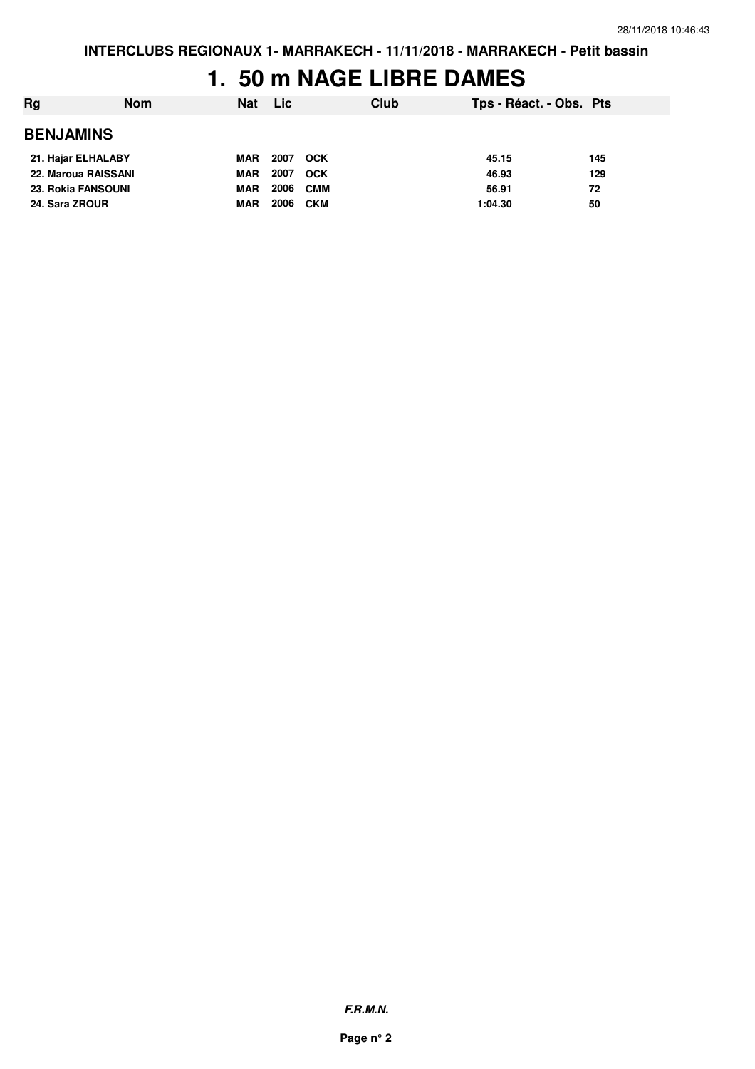INTERCLUBS REGIONAUX 1- MARRAKECH - 11/11/2018 - MARRAKECH - Petit bassin

# 1. 50 m NAGE LIBRE DAMES

| Rg | Nom | Nat | Lic | Club | Tps - Réact. - Obs. | Pts |
|---|---|---|---|---|---|---|
| **BENJAMINS** | | | | | | |
| 21. | Hajar ELHALABY | MAR | 2007 | OCK | 45.15 | 145 |
| 22. | Maroua RAISSANI | MAR | 2007 | OCK | 46.93 | 129 |
| 23. | Rokia FANSOUNI | MAR | 2006 | CMM | 56.91 | 72 |
| 24. | Sara ZROUR | MAR | 2006 | CKM | 1:04.30 | 50 |

*F.R.M.N.*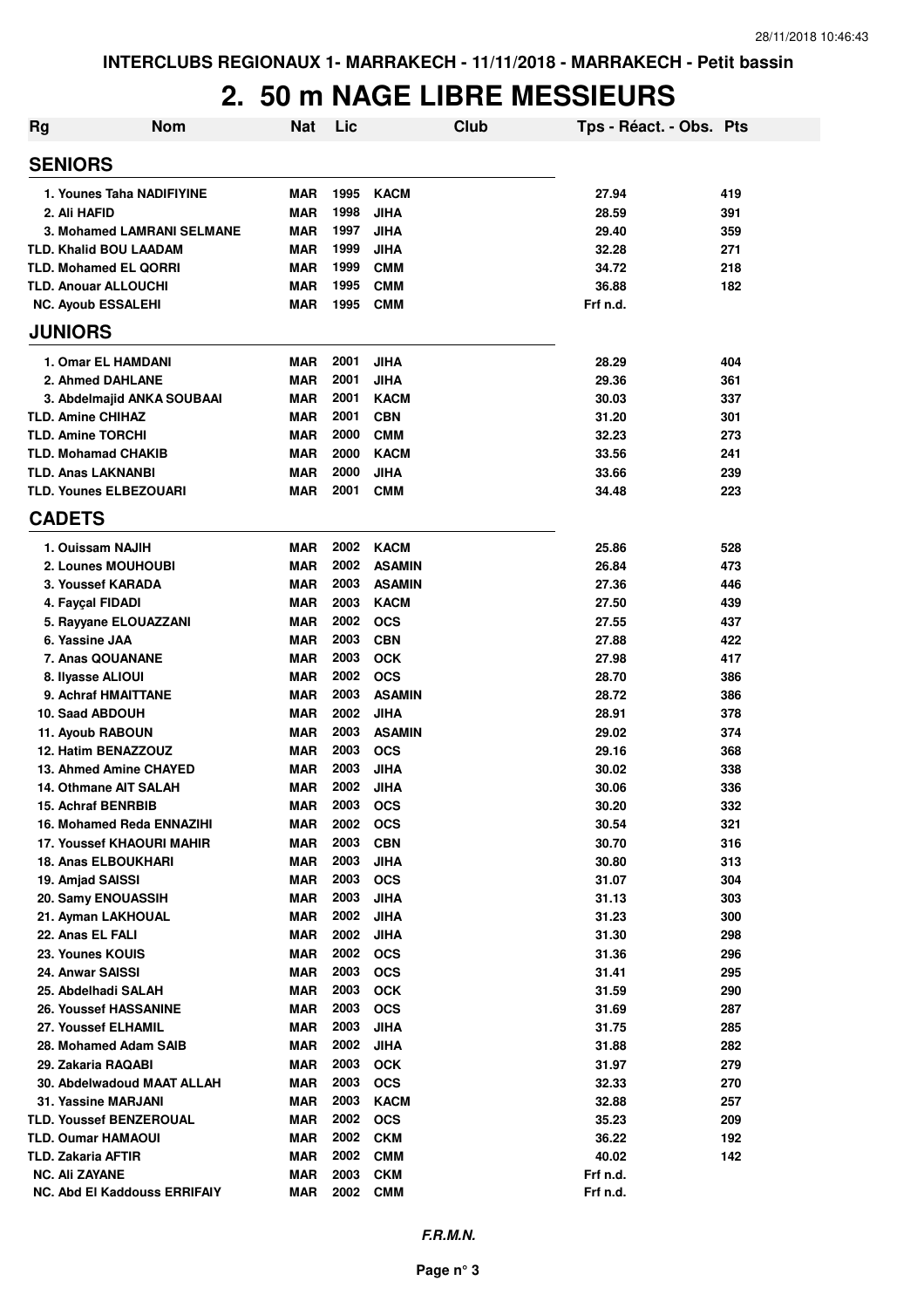# 2. 50 m NAGE LIBRE MESSIEURS

| Rg | Nom | Nat | Lic | Club | Tps - Réact. - Obs. | Pts |
|---|---|---|---|---|---|---|
| **SENIORS** | | | | | | |
| 1. | Younes Taha NADIFIYINE | MAR | 1995 | KACM | 27.94 | 419 |
| 2. | Ali HAFID | MAR | 1998 | JIHA | 28.59 | 391 |
| 3. | Mohamed LAMRANI SELMANE | MAR | 1997 | JIHA | 29.40 | 359 |
| TLD. | Khalid BOU LAADAM | MAR | 1999 | JIHA | 32.28 | 271 |
| TLD. | Mohamed EL QORRI | MAR | 1999 | CMM | 34.72 | 218 |
| TLD. | Anouar ALLOUCHI | MAR | 1995 | CMM | 36.88 | 182 |
| NC. | Ayoub ESSALEHI | MAR | 1995 | CMM | Frf n.d. | |
| **JUNIORS** | | | | | | |
| 1. | Omar EL HAMDANI | MAR | 2001 | JIHA | 28.29 | 404 |
| 2. | Ahmed DAHLANE | MAR | 2001 | JIHA | 29.36 | 361 |
| 3. | Abdelmajid ANKA SOUBAAI | MAR | 2001 | KACM | 30.03 | 337 |
| TLD. | Amine CHIHAZ | MAR | 2001 | CBN | 31.20 | 301 |
| TLD. | Amine TORCHI | MAR | 2000 | CMM | 32.23 | 273 |
| TLD. | Mohamad CHAKIB | MAR | 2000 | KACM | 33.56 | 241 |
| TLD. | Anas LAKNANBI | MAR | 2000 | JIHA | 33.66 | 239 |
| TLD. | Younes ELBEZOUARI | MAR | 2001 | CMM | 34.48 | 223 |
| **CADETS** | | | | | | |
| 1. | Ouissam NAJIH | MAR | 2002 | KACM | 25.86 | 528 |
| 2. | Lounes MOUHOUBI | MAR | 2002 | ASAMIN | 26.84 | 473 |
| 3. | Youssef KARADA | MAR | 2003 | ASAMIN | 27.36 | 446 |
| 4. | Fayçal FIDADI | MAR | 2003 | KACM | 27.50 | 439 |
| 5. | Rayyane ELOUAZZANI | MAR | 2002 | OCS | 27.55 | 437 |
| 6. | Yassine JAA | MAR | 2003 | CBN | 27.88 | 422 |
| 7. | Anas QOUANANE | MAR | 2003 | OCK | 27.98 | 417 |
| 8. | Ilyasse ALIOUI | MAR | 2002 | OCS | 28.70 | 386 |
| 9. | Achraf HMAITTANE | MAR | 2003 | ASAMIN | 28.72 | 386 |
| 10. | Saad ABDOUH | MAR | 2002 | JIHA | 28.91 | 378 |
| 11. | Ayoub RABOUN | MAR | 2003 | ASAMIN | 29.02 | 374 |
| 12. | Hatim BENAZZOUZ | MAR | 2003 | OCS | 29.16 | 368 |
| 13. | Ahmed Amine CHAYED | MAR | 2003 | JIHA | 30.02 | 338 |
| 14. | Othmane AIT SALAH | MAR | 2002 | JIHA | 30.06 | 336 |
| 15. | Achraf BENRBIB | MAR | 2003 | OCS | 30.20 | 332 |
| 16. | Mohamed Reda ENNAZIHI | MAR | 2002 | OCS | 30.54 | 321 |
| 17. | Youssef KHAOURI MAHIR | MAR | 2003 | CBN | 30.70 | 316 |
| 18. | Anas ELBOUKHARI | MAR | 2003 | JIHA | 30.80 | 313 |
| 19. | Amjad SAISSI | MAR | 2003 | OCS | 31.07 | 304 |
| 20. | Samy ENOUASSIH | MAR | 2003 | JIHA | 31.13 | 303 |
| 21. | Ayman LAKHOUAL | MAR | 2002 | JIHA | 31.23 | 300 |
| 22. | Anas EL FALI | MAR | 2002 | JIHA | 31.30 | 298 |
| 23. | Younes KOUIS | MAR | 2002 | OCS | 31.36 | 296 |
| 24. | Anwar SAISSI | MAR | 2003 | OCS | 31.41 | 295 |
| 25. | Abdelhadi SALAH | MAR | 2003 | OCK | 31.59 | 290 |
| 26. | Youssef HASSANINE | MAR | 2003 | OCS | 31.69 | 287 |
| 27. | Youssef ELHAMIL | MAR | 2003 | JIHA | 31.75 | 285 |
| 28. | Mohamed Adam SAIB | MAR | 2002 | JIHA | 31.88 | 282 |
| 29. | Zakaria RAQABI | MAR | 2003 | OCK | 31.97 | 279 |
| 30. | Abdelwadoud MAAT ALLAH | MAR | 2003 | OCS | 32.33 | 270 |
| 31. | Yassine MARJANI | MAR | 2003 | KACM | 32.88 | 257 |
| TLD. | Youssef BENZEROUAL | MAR | 2002 | OCS | 35.23 | 209 |
| TLD. | Oumar HAMAOUI | MAR | 2002 | CKM | 36.22 | 192 |
| TLD. | Zakaria AFTIR | MAR | 2002 | CMM | 40.02 | 142 |
| NC. | Ali ZAYANE | MAR | 2003 | CKM | Frf n.d. | |
| NC. | Abd El Kaddouss ERRIFAIY | MAR | 2002 | CMM | Frf n.d. | |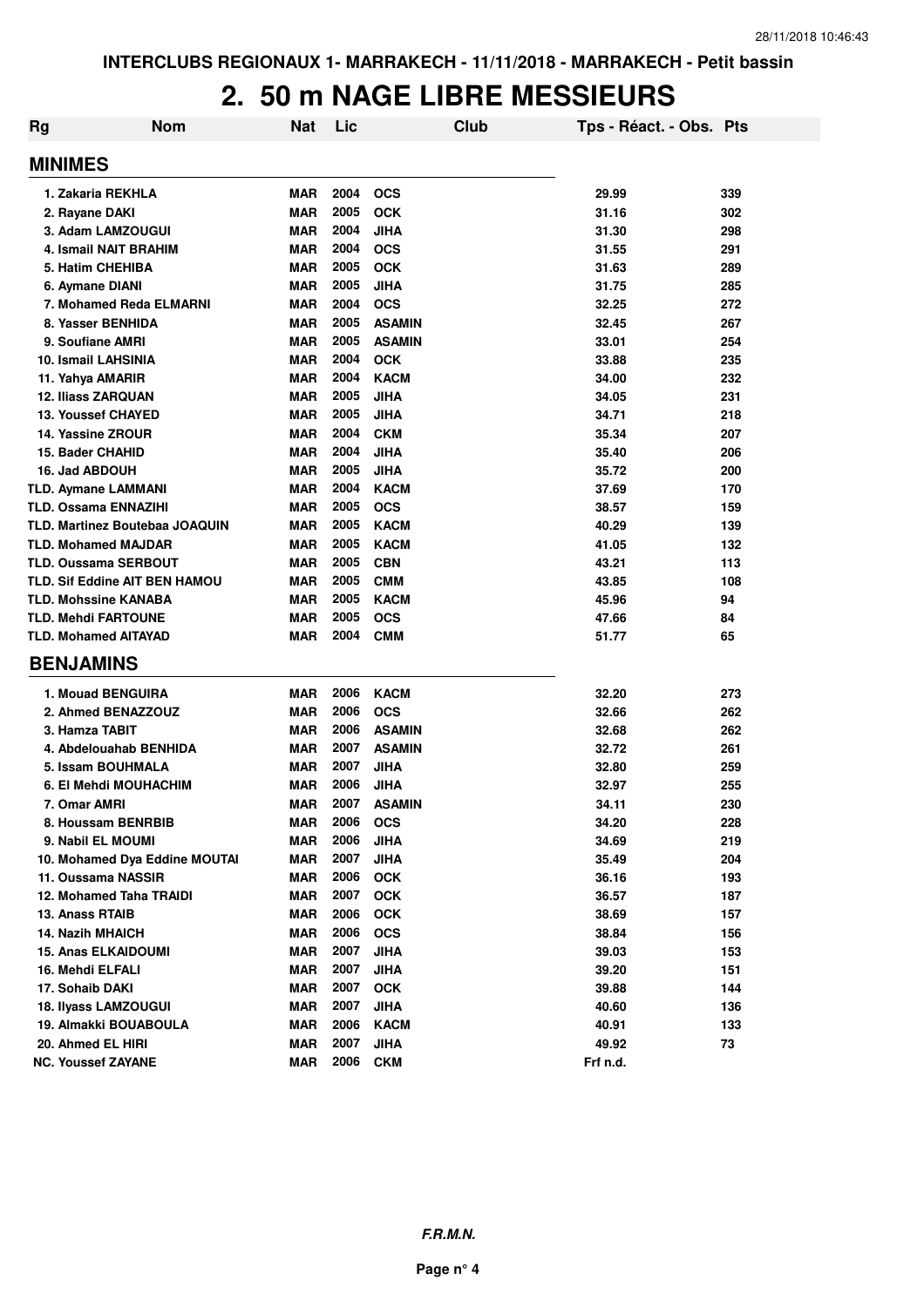INTERCLUBS REGIONAUX 1- MARRAKECH - 11/11/2018 - MARRAKECH - Petit bassin

# 2. 50 m NAGE LIBRE MESSIEURS

| Rg | Nom | Nat | Lic | Club | Tps - Réact. - Obs. | Pts |
|---|---|---|---|---|---|---|
| **MINIMES** | | | | | | |
| 1. Zakaria REKHLA | | MAR | 2004 | OCS | 29.99 | 339 |
| 2. Rayane DAKI | | MAR | 2005 | OCK | 31.16 | 302 |
| 3. Adam LAMZOUGUI | | MAR | 2004 | JIHA | 31.30 | 298 |
| 4. Ismail NAIT BRAHIM | | MAR | 2004 | OCS | 31.55 | 291 |
| 5. Hatim CHEHIBA | | MAR | 2005 | OCK | 31.63 | 289 |
| 6. Aymane DIANI | | MAR | 2005 | JIHA | 31.75 | 285 |
| 7. Mohamed Reda ELMARNI | | MAR | 2004 | OCS | 32.25 | 272 |
| 8. Yasser BENHIDA | | MAR | 2005 | ASAMIN | 32.45 | 267 |
| 9. Soufiane AMRI | | MAR | 2005 | ASAMIN | 33.01 | 254 |
| 10. Ismail LAHSINIA | | MAR | 2004 | OCK | 33.88 | 235 |
| 11. Yahya AMARIR | | MAR | 2004 | KACM | 34.00 | 232 |
| 12. Iliass ZARQUAN | | MAR | 2005 | JIHA | 34.05 | 231 |
| 13. Youssef CHAYED | | MAR | 2005 | JIHA | 34.71 | 218 |
| 14. Yassine ZROUR | | MAR | 2004 | CKM | 35.34 | 207 |
| 15. Bader CHAHID | | MAR | 2004 | JIHA | 35.40 | 206 |
| 16. Jad ABDOUH | | MAR | 2005 | JIHA | 35.72 | 200 |
| TLD. Aymane LAMMANI | | MAR | 2004 | KACM | 37.69 | 170 |
| TLD. Ossama ENNAZIHI | | MAR | 2005 | OCS | 38.57 | 159 |
| TLD. Martinez Boutebaa JOAQUIN | | MAR | 2005 | KACM | 40.29 | 139 |
| TLD. Mohamed MAJDAR | | MAR | 2005 | KACM | 41.05 | 132 |
| TLD. Oussama SERBOUT | | MAR | 2005 | CBN | 43.21 | 113 |
| TLD. Sif Eddine AIT BEN HAMOU | | MAR | 2005 | CMM | 43.85 | 108 |
| TLD. Mohssine KANABA | | MAR | 2005 | KACM | 45.96 | 94 |
| TLD. Mehdi FARTOUNE | | MAR | 2005 | OCS | 47.66 | 84 |
| TLD. Mohamed AITAYAD | | MAR | 2004 | CMM | 51.77 | 65 |
| **BENJAMINS** | | | | | | |
| 1. Mouad BENGUIRA | | MAR | 2006 | KACM | 32.20 | 273 |
| 2. Ahmed BENAZZOUZ | | MAR | 2006 | OCS | 32.66 | 262 |
| 3. Hamza TABIT | | MAR | 2006 | ASAMIN | 32.68 | 262 |
| 4. Abdelouahab BENHIDA | | MAR | 2007 | ASAMIN | 32.72 | 261 |
| 5. Issam BOUHMALA | | MAR | 2007 | JIHA | 32.80 | 259 |
| 6. El Mehdi MOUHACHIM | | MAR | 2006 | JIHA | 32.97 | 255 |
| 7. Omar AMRI | | MAR | 2007 | ASAMIN | 34.11 | 230 |
| 8. Houssam BENRBIB | | MAR | 2006 | OCS | 34.20 | 228 |
| 9. Nabil EL MOUMI | | MAR | 2006 | JIHA | 34.69 | 219 |
| 10. Mohamed Dya Eddine MOUTAI | | MAR | 2007 | JIHA | 35.49 | 204 |
| 11. Oussama NASSIR | | MAR | 2006 | OCK | 36.16 | 193 |
| 12. Mohamed Taha TRAIDI | | MAR | 2007 | OCK | 36.57 | 187 |
| 13. Anass RTAIB | | MAR | 2006 | OCK | 38.69 | 157 |
| 14. Nazih MHAICH | | MAR | 2006 | OCS | 38.84 | 156 |
| 15. Anas ELKAIDOUMI | | MAR | 2007 | JIHA | 39.03 | 153 |
| 16. Mehdi ELFALI | | MAR | 2007 | JIHA | 39.20 | 151 |
| 17. Sohaib DAKI | | MAR | 2007 | OCK | 39.88 | 144 |
| 18. Ilyass LAMZOUGUI | | MAR | 2007 | JIHA | 40.60 | 136 |
| 19. Almakki BOUABOULA | | MAR | 2006 | KACM | 40.91 | 133 |
| 20. Ahmed EL HIRI | | MAR | 2007 | JIHA | 49.92 | 73 |
| NC. Youssef ZAYANE | | MAR | 2006 | CKM | Frf n.d. | |

*F.R.M.N.*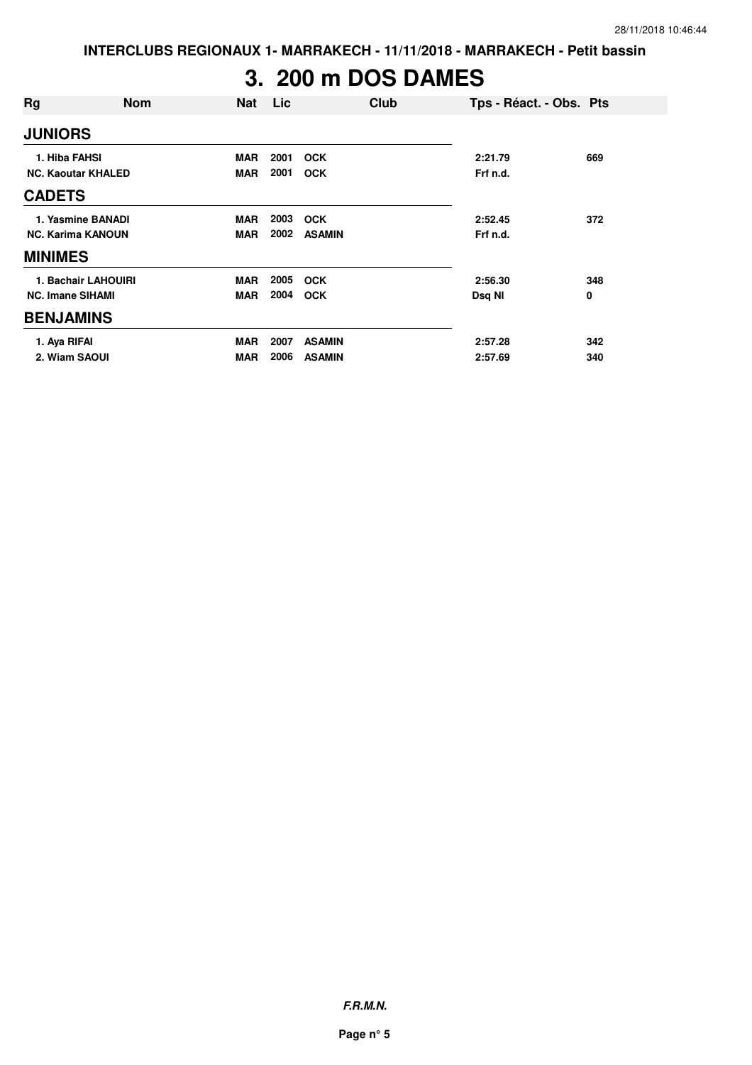**INTERCLUBS REGIONAUX 1- MARRAKECH - 11/11/2018 - MARRAKECH - Petit bassin**

# 3. 200 m DOS DAMES

| Rg | Nom | Nat | Lic | Club | Tps - Réact. - Obs. | Pts |
|---|---|---|---|---|---|---|
| **JUNIORS** | | | | | | |
| 1. | Hiba FAHSI | MAR | 2001 | OCK | 2:21.79 | 669 |
| NC. | Kaoutar KHALED | MAR | 2001 | OCK | Frf n.d. | |
| **CADETS** | | | | | | |
| 1. | Yasmine BANADI | MAR | 2003 | OCK | 2:52.45 | 372 |
| NC. | Karima KANOUN | MAR | 2002 | ASAMIN | Frf n.d. | |
| **MINIMES** | | | | | | |
| 1. | Bachair LAHOUIRI | MAR | 2005 | OCK | 2:56.30 | 348 |
| NC. | Imane SIHAMI | MAR | 2004 | OCK | Dsq NI | 0 |
| **BENJAMINS** | | | | | | |
| 1. | Aya RIFAI | MAR | 2007 | ASAMIN | 2:57.28 | 342 |
| 2. | Wiam SAOUI | MAR | 2006 | ASAMIN | 2:57.69 | 340 |

***F.R.M.N.***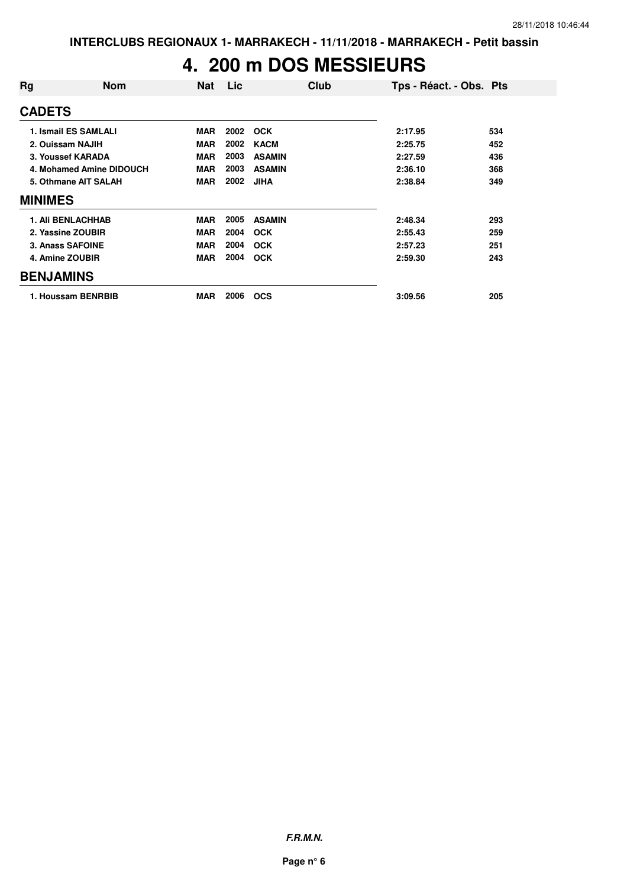# 4. 200 m DOS MESSIEURS

| Rg | Nom | Nat | Lic | Club | Tps - Réact. - Obs. | Pts |
|---|---|---|---|---|---|---|
| **CADETS** | | | | | | |
| 1. Ismail ES SAMLALI | | MAR | 2002 | OCK | 2:17.95 | 534 |
| 2. Ouissam NAJIH | | MAR | 2002 | KACM | 2:25.75 | 452 |
| 3. Youssef KARADA | | MAR | 2003 | ASAMIN | 2:27.59 | 436 |
| 4. Mohamed Amine DIDOUCH | | MAR | 2003 | ASAMIN | 2:36.10 | 368 |
| 5. Othmane AIT SALAH | | MAR | 2002 | JIHA | 2:38.84 | 349 |
| **MINIMES** | | | | | | |
| 1. Ali BENLACHHAB | | MAR | 2005 | ASAMIN | 2:48.34 | 293 |
| 2. Yassine ZOUBIR | | MAR | 2004 | OCK | 2:55.43 | 259 |
| 3. Anass SAFOINE | | MAR | 2004 | OCK | 2:57.23 | 251 |
| 4. Amine ZOUBIR | | MAR | 2004 | OCK | 2:59.30 | 243 |
| **BENJAMINS** | | | | | | |
| 1. Houssam BENRBIB | | MAR | 2006 | OCS | 3:09.56 | 205 |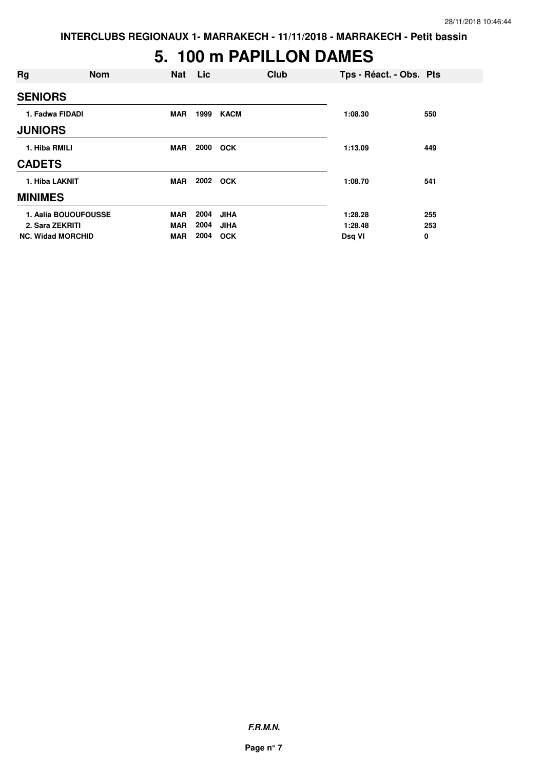# 5. 100 m PAPILLON DAMES

| Rg | Nom | Nat | Lic | Club | Tps - Réact. - Obs. | Pts |
|---|---|---|---|---|---|---|
| **SENIORS** | | | | | | |
| 1. | Fadwa FIDADI | MAR | 1999 | KACM | 1:08.30 | 550 |
| **JUNIORS** | | | | | | |
| 1. | Hiba RMILI | MAR | 2000 | OCK | 1:13.09 | 449 |
| **CADETS** | | | | | | |
| 1. | Hiba LAKNIT | MAR | 2002 | OCK | 1:08.70 | 541 |
| **MINIMES** | | | | | | |
| 1. | Aalia BOUOUFOUSSE | MAR | 2004 | JIHA | 1:28.28 | 255 |
| 2. | Sara ZEKRITI | MAR | 2004 | JIHA | 1:28.48 | 253 |
| NC. | Widad MORCHID | MAR | 2004 | OCK | Dsq VI | 0 |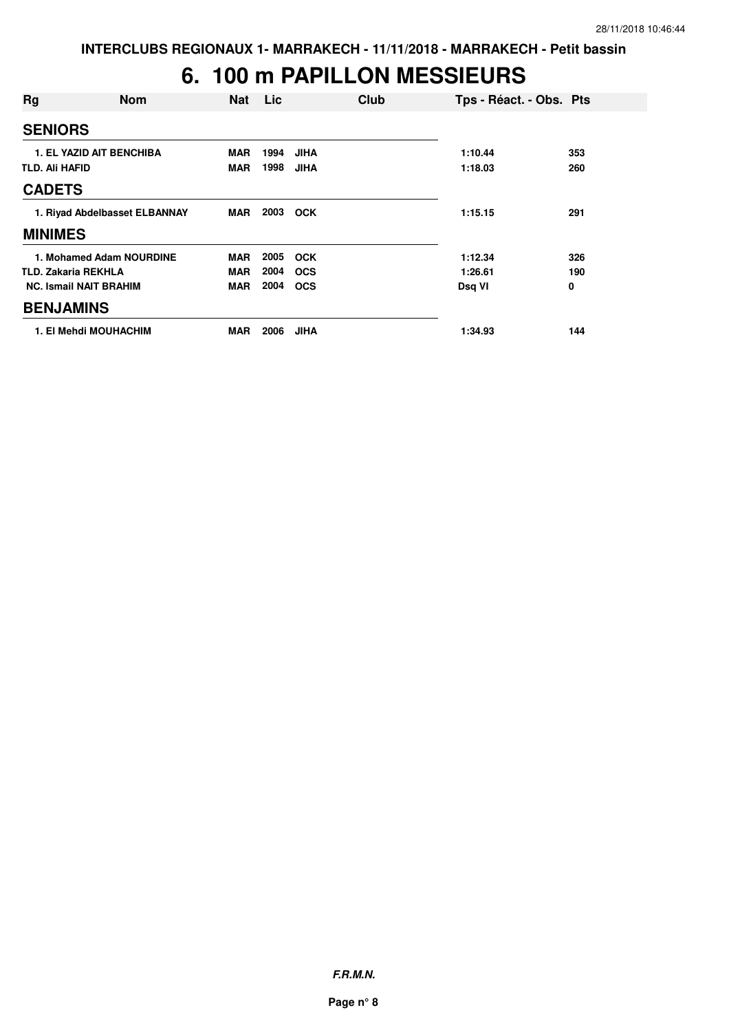INTERCLUBS REGIONAUX 1- MARRAKECH - 11/11/2018 - MARRAKECH - Petit bassin

# 6. 100 m PAPILLON MESSIEURS

| Rg | Nom | Nat | Lic | Club | Tps - Réact. - Obs. | Pts |
|---|---|---|---|---|---|---|
| **SENIORS** | | | | | | |
| 1. EL YAZID AIT BENCHIBA | | MAR | 1994 | JIHA | 1:10.44 | 353 |
| TLD. Ali HAFID | | MAR | 1998 | JIHA | 1:18.03 | 260 |
| **CADETS** | | | | | | |
| 1. Riyad Abdelbasset ELBANNAY | | MAR | 2003 | OCK | 1:15.15 | 291 |
| **MINIMES** | | | | | | |
| 1. Mohamed Adam NOURDINE | | MAR | 2005 | OCK | 1:12.34 | 326 |
| TLD. Zakaria REKHLA | | MAR | 2004 | OCS | 1:26.61 | 190 |
| NC. Ismail NAIT BRAHIM | | MAR | 2004 | OCS | Dsq VI | 0 |
| **BENJAMINS** | | | | | | |
| 1. El Mehdi MOUHACHIM | | MAR | 2006 | JIHA | 1:34.93 | 144 |

**F.R.M.N.**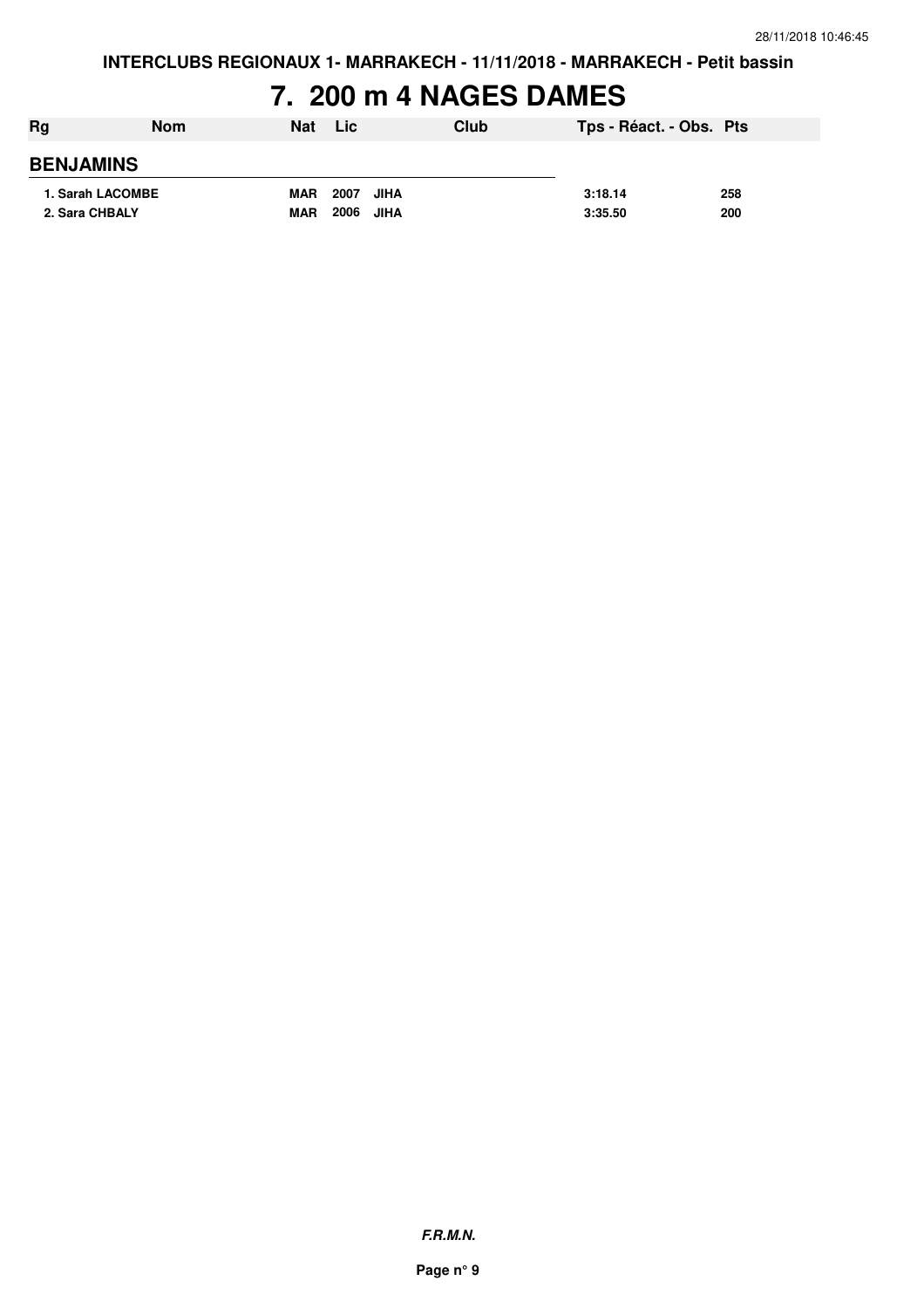INTERCLUBS REGIONAUX 1- MARRAKECH - 11/11/2018 - MARRAKECH - Petit bassin

# 7. 200 m 4 NAGES DAMES

| Rg | Nom | Nat | Lic | Club | Tps - Réact. - Obs. | Pts |
|---|---|---|---|---|---|---|
| **BENJAMINS** | | | | | | |
| 1. | Sarah LACOMBE | MAR | 2007 | JIHA | 3:18.14 | 258 |
| 2. | Sara CHBALY | MAR | 2006 | JIHA | 3:35.50 | 200 |

*F.R.M.N.*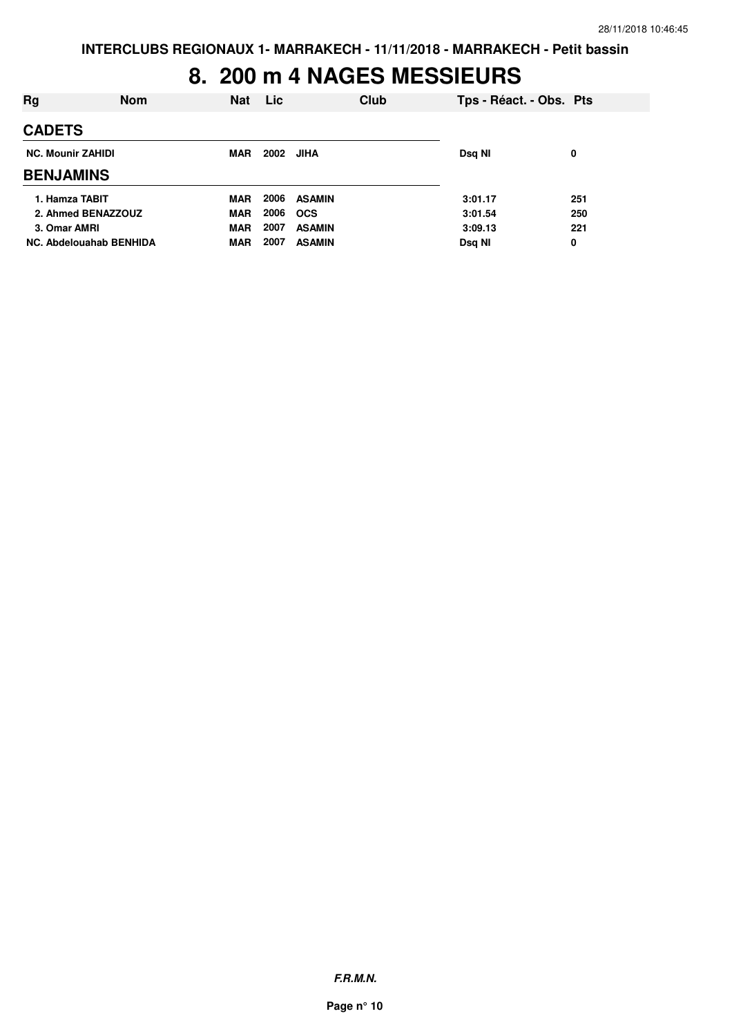# 8. 200 m 4 NAGES MESSIEURS

| Rg | Nom | Nat | Lic | Club | Tps - Réact. - Obs. | Pts |
|---|---|---|---|---|---|---|
| **CADETS** | | | | | | |
| NC. Mounir ZAHIDI | | MAR | 2002 | JIHA | Dsq NI | 0 |
| **BENJAMINS** | | | | | | |
| 1. Hamza TABIT | | MAR | 2006 | ASAMIN | 3:01.17 | 251 |
| 2. Ahmed BENAZZOUZ | | MAR | 2006 | OCS | 3:01.54 | 250 |
| 3. Omar AMRI | | MAR | 2007 | ASAMIN | 3:09.13 | 221 |
| NC. Abdelouahab BENHIDA | | MAR | 2007 | ASAMIN | Dsq NI | 0 |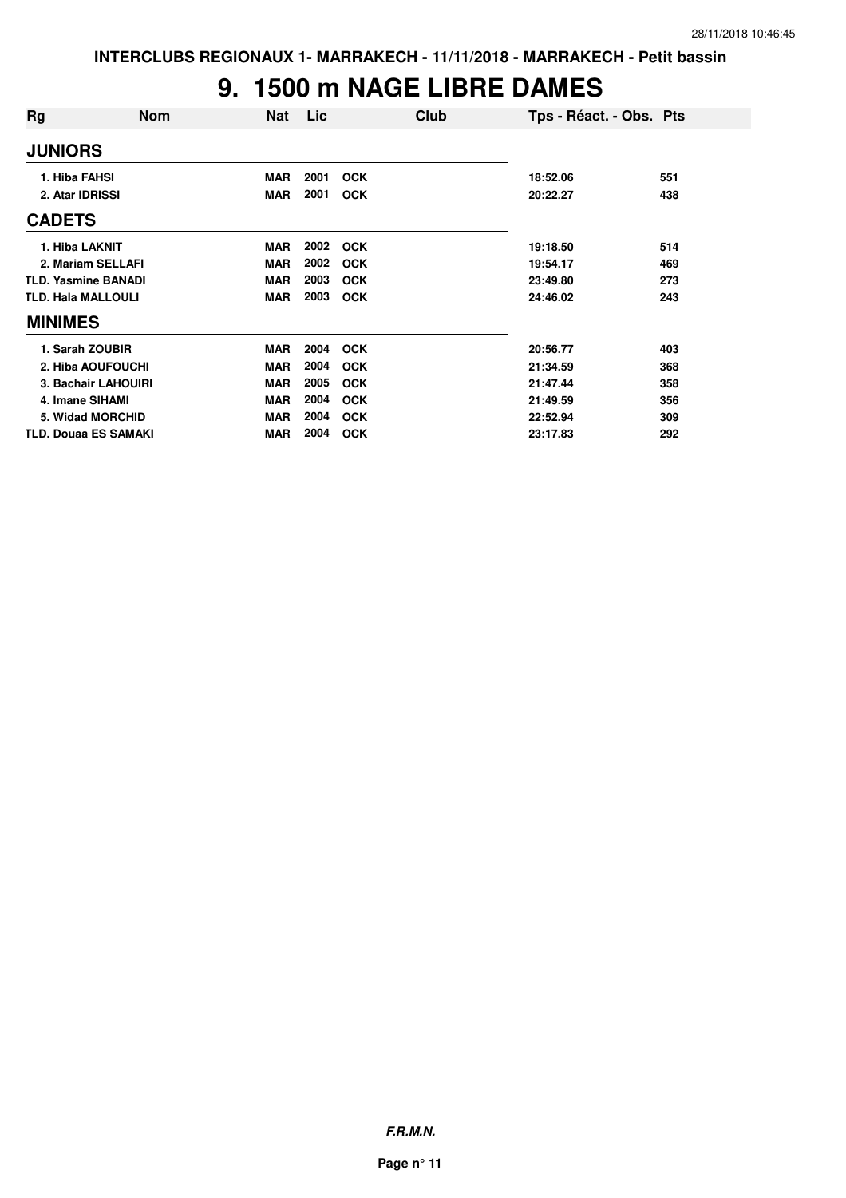INTERCLUBS REGIONAUX 1- MARRAKECH - 11/11/2018 - MARRAKECH - Petit bassin

# 9. 1500 m NAGE LIBRE DAMES

| Rg | Nom | Nat | Lic | Club | Tps - Réact. - Obs. | Pts |
|---|---|---|---|---|---|---|
| **JUNIORS** | | | | | | |
| 1. | Hiba FAHSI | MAR | 2001 | OCK | 18:52.06 | 551 |
| 2. | Atar IDRISSI | MAR | 2001 | OCK | 20:22.27 | 438 |
| **CADETS** | | | | | | |
| 1. | Hiba LAKNIT | MAR | 2002 | OCK | 19:18.50 | 514 |
| 2. | Mariam SELLAFI | MAR | 2002 | OCK | 19:54.17 | 469 |
| TLD. | Yasmine BANADI | MAR | 2003 | OCK | 23:49.80 | 273 |
| TLD. | Hala MALLOULI | MAR | 2003 | OCK | 24:46.02 | 243 |
| **MINIMES** | | | | | | |
| 1. | Sarah ZOUBIR | MAR | 2004 | OCK | 20:56.77 | 403 |
| 2. | Hiba AOUFOUCHI | MAR | 2004 | OCK | 21:34.59 | 368 |
| 3. | Bachair LAHOUIRI | MAR | 2005 | OCK | 21:47.44 | 358 |
| 4. | Imane SIHAMI | MAR | 2004 | OCK | 21:49.59 | 356 |
| 5. | Widad MORCHID | MAR | 2004 | OCK | 22:52.94 | 309 |
| TLD. | Douaa ES SAMAKI | MAR | 2004 | OCK | 23:17.83 | 292 |

*F.R.M.N.*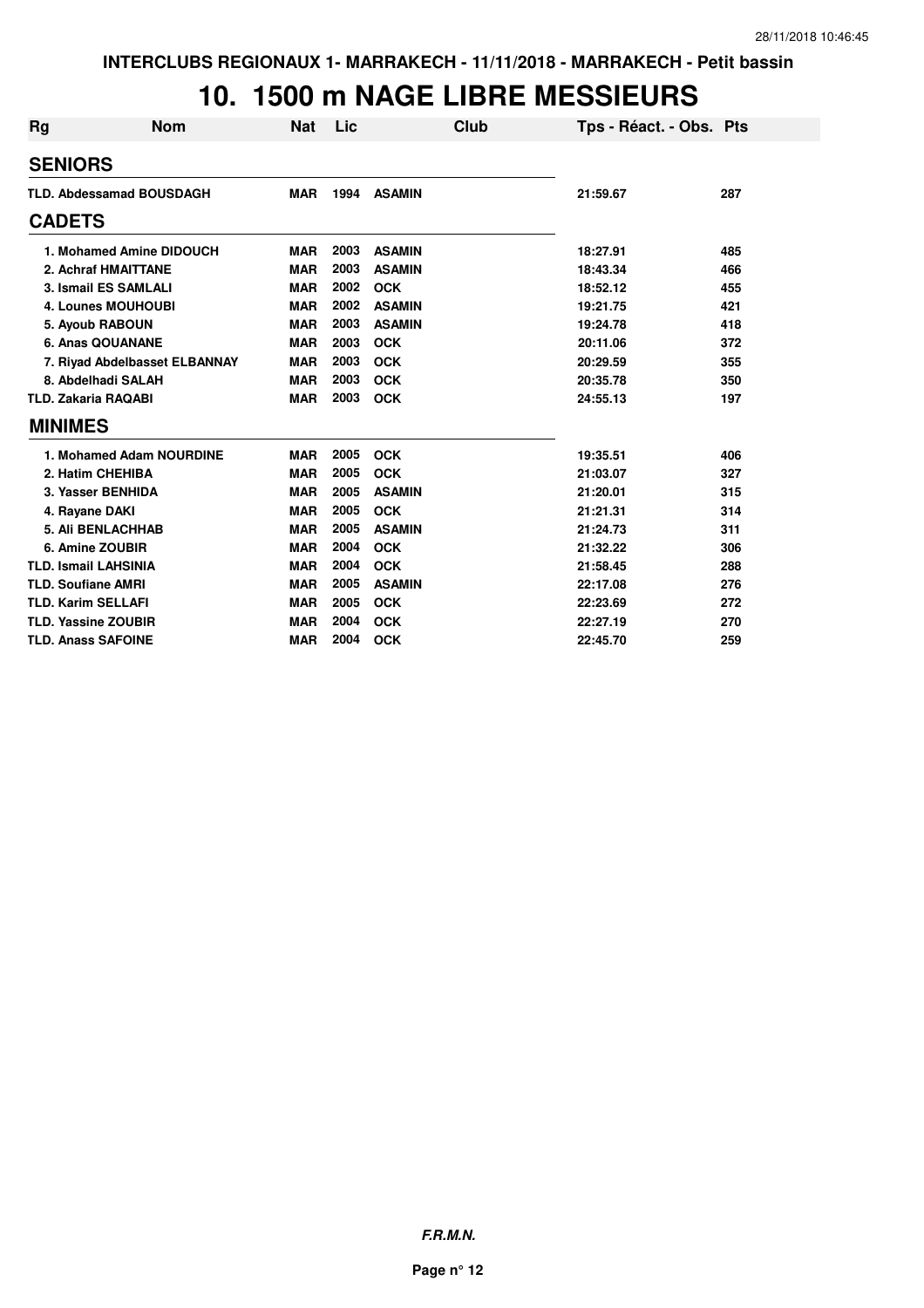INTERCLUBS REGIONAUX 1- MARRAKECH - 11/11/2018 - MARRAKECH - Petit bassin

# 10. 1500 m NAGE LIBRE MESSIEURS

| Rg | Nom | Nat | Lic | Club | Tps - Réact. - Obs. | Pts |
|---|---|---|---|---|---|---|
| **SENIORS** | | | | | | |
| TLD. | Abdessamad BOUSDAGH | MAR | 1994 | ASAMIN | 21:59.67 | 287 |
| **CADETS** | | | | | | |
| 1. | Mohamed Amine DIDOUCH | MAR | 2003 | ASAMIN | 18:27.91 | 485 |
| 2. | Achraf HMAITTANE | MAR | 2003 | ASAMIN | 18:43.34 | 466 |
| 3. | Ismail ES SAMLALI | MAR | 2002 | OCK | 18:52.12 | 455 |
| 4. | Lounes MOUHOUBI | MAR | 2002 | ASAMIN | 19:21.75 | 421 |
| 5. | Ayoub RABOUN | MAR | 2003 | ASAMIN | 19:24.78 | 418 |
| 6. | Anas QOUANANE | MAR | 2003 | OCK | 20:11.06 | 372 |
| 7. | Riyad Abdelbasset ELBANNAY | MAR | 2003 | OCK | 20:29.59 | 355 |
| 8. | Abdelhadi SALAH | MAR | 2003 | OCK | 20:35.78 | 350 |
| TLD. | Zakaria RAQABI | MAR | 2003 | OCK | 24:55.13 | 197 |
| **MINIMES** | | | | | | |
| 1. | Mohamed Adam NOURDINE | MAR | 2005 | OCK | 19:35.51 | 406 |
| 2. | Hatim CHEHIBA | MAR | 2005 | OCK | 21:03.07 | 327 |
| 3. | Yasser BENHIDA | MAR | 2005 | ASAMIN | 21:20.01 | 315 |
| 4. | Rayane DAKI | MAR | 2005 | OCK | 21:21.31 | 314 |
| 5. | Ali BENLACHHAB | MAR | 2005 | ASAMIN | 21:24.73 | 311 |
| 6. | Amine ZOUBIR | MAR | 2004 | OCK | 21:32.22 | 306 |
| TLD. | Ismail LAHSINIA | MAR | 2004 | OCK | 21:58.45 | 288 |
| TLD. | Soufiane AMRI | MAR | 2005 | ASAMIN | 22:17.08 | 276 |
| TLD. | Karim SELLAFI | MAR | 2005 | OCK | 22:23.69 | 272 |
| TLD. | Yassine ZOUBIR | MAR | 2004 | OCK | 22:27.19 | 270 |
| TLD. | Anass SAFOINE | MAR | 2004 | OCK | 22:45.70 | 259 |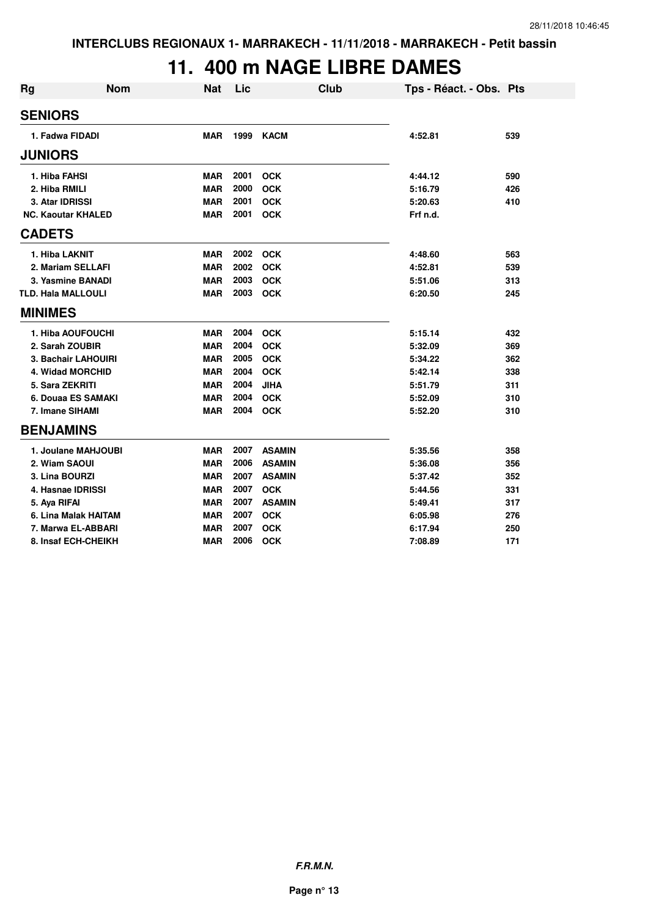INTERCLUBS REGIONAUX 1- MARRAKECH - 11/11/2018 - MARRAKECH - Petit bassin

# 11. 400 m NAGE LIBRE DAMES

| Rg | Nom | Nat | Lic | Club | Tps - Réact. - Obs. | Pts |
|---|---|---|---|---|---|---|
| **SENIORS** | | | | | | |
| 1. | Fadwa FIDADI | MAR | 1999 | KACM | 4:52.81 | 539 |
| **JUNIORS** | | | | | | |
| 1. | Hiba FAHSI | MAR | 2001 | OCK | 4:44.12 | 590 |
| 2. | Hiba RMILI | MAR | 2000 | OCK | 5:16.79 | 426 |
| 3. | Atar IDRISSI | MAR | 2001 | OCK | 5:20.63 | 410 |
| NC. | Kaoutar KHALED | MAR | 2001 | OCK | Frf n.d. | |
| **CADETS** | | | | | | |
| 1. | Hiba LAKNIT | MAR | 2002 | OCK | 4:48.60 | 563 |
| 2. | Mariam SELLAFI | MAR | 2002 | OCK | 4:52.81 | 539 |
| 3. | Yasmine BANADI | MAR | 2003 | OCK | 5:51.06 | 313 |
| TLD. | Hala MALLOULI | MAR | 2003 | OCK | 6:20.50 | 245 |
| **MINIMES** | | | | | | |
| 1. | Hiba AOUFOUCHI | MAR | 2004 | OCK | 5:15.14 | 432 |
| 2. | Sarah ZOUBIR | MAR | 2004 | OCK | 5:32.09 | 369 |
| 3. | Bachair LAHOUIRI | MAR | 2005 | OCK | 5:34.22 | 362 |
| 4. | Widad MORCHID | MAR | 2004 | OCK | 5:42.14 | 338 |
| 5. | Sara ZEKRITI | MAR | 2004 | JIHA | 5:51.79 | 311 |
| 6. | Douaa ES SAMAKI | MAR | 2004 | OCK | 5:52.09 | 310 |
| 7. | Imane SIHAMI | MAR | 2004 | OCK | 5:52.20 | 310 |
| **BENJAMINS** | | | | | | |
| 1. | Joulane MAHJOUBI | MAR | 2007 | ASAMIN | 5:35.56 | 358 |
| 2. | Wiam SAOUI | MAR | 2006 | ASAMIN | 5:36.08 | 356 |
| 3. | Lina BOURZI | MAR | 2007 | ASAMIN | 5:37.42 | 352 |
| 4. | Hasnae IDRISSI | MAR | 2007 | OCK | 5:44.56 | 331 |
| 5. | Aya RIFAI | MAR | 2007 | ASAMIN | 5:49.41 | 317 |
| 6. | Lina Malak HAITAM | MAR | 2007 | OCK | 6:05.98 | 276 |
| 7. | Marwa EL-ABBARI | MAR | 2007 | OCK | 6:17.94 | 250 |
| 8. | Insaf ECH-CHEIKH | MAR | 2006 | OCK | 7:08.89 | 171 |

*F.R.M.N.*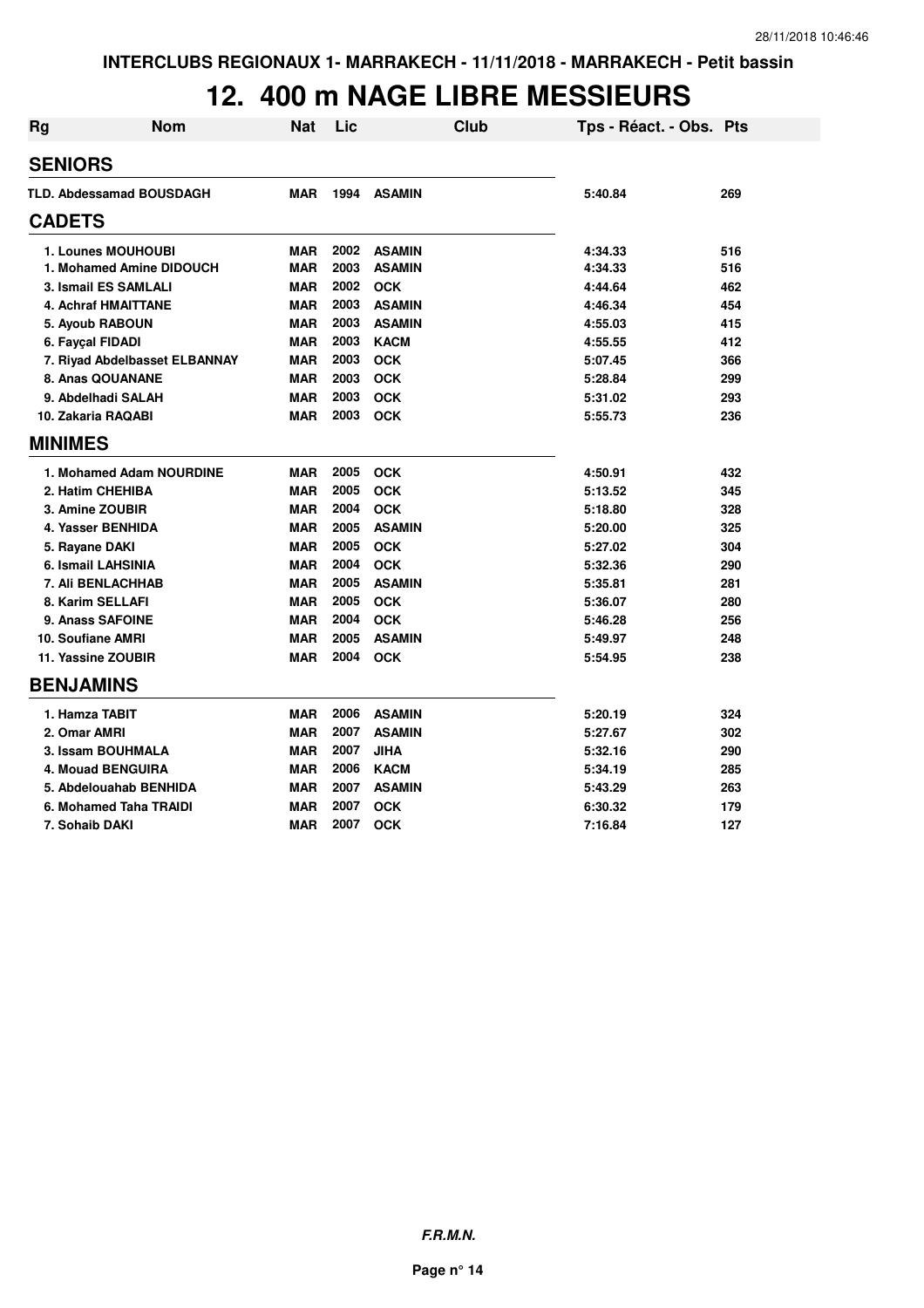INTERCLUBS REGIONAUX 1- MARRAKECH - 11/11/2018 - MARRAKECH - Petit bassin

# 12. 400 m NAGE LIBRE MESSIEURS

| Rg | Nom | Nat | Lic | Club | Tps - Réact. - Obs. | Pts |
|---|---|---|---|---|---|---|
| **SENIORS** | | | | | | |
| TLD. | Abdessamad BOUSDAGH | MAR | 1994 | ASAMIN | 5:40.84 | 269 |
| **CADETS** | | | | | | |
| 1. | Lounes MOUHOUBI | MAR | 2002 | ASAMIN | 4:34.33 | 516 |
| 1. | Mohamed Amine DIDOUCH | MAR | 2003 | ASAMIN | 4:34.33 | 516 |
| 3. | Ismail ES SAMLALI | MAR | 2002 | OCK | 4:44.64 | 462 |
| 4. | Achraf HMAITTANE | MAR | 2003 | ASAMIN | 4:46.34 | 454 |
| 5. | Ayoub RABOUN | MAR | 2003 | ASAMIN | 4:55.03 | 415 |
| 6. | Fayçal FIDADI | MAR | 2003 | KACM | 4:55.55 | 412 |
| 7. | Riyad Abdelbasset ELBANNAY | MAR | 2003 | OCK | 5:07.45 | 366 |
| 8. | Anas QOUANANE | MAR | 2003 | OCK | 5:28.84 | 299 |
| 9. | Abdelhadi SALAH | MAR | 2003 | OCK | 5:31.02 | 293 |
| 10. | Zakaria RAQABI | MAR | 2003 | OCK | 5:55.73 | 236 |
| **MINIMES** | | | | | | |
| 1. | Mohamed Adam NOURDINE | MAR | 2005 | OCK | 4:50.91 | 432 |
| 2. | Hatim CHEHIBA | MAR | 2005 | OCK | 5:13.52 | 345 |
| 3. | Amine ZOUBIR | MAR | 2004 | OCK | 5:18.80 | 328 |
| 4. | Yasser BENHIDA | MAR | 2005 | ASAMIN | 5:20.00 | 325 |
| 5. | Rayane DAKI | MAR | 2005 | OCK | 5:27.02 | 304 |
| 6. | Ismail LAHSINIA | MAR | 2004 | OCK | 5:32.36 | 290 |
| 7. | Ali BENLACHHAB | MAR | 2005 | ASAMIN | 5:35.81 | 281 |
| 8. | Karim SELLAFI | MAR | 2005 | OCK | 5:36.07 | 280 |
| 9. | Anass SAFOINE | MAR | 2004 | OCK | 5:46.28 | 256 |
| 10. | Soufiane AMRI | MAR | 2005 | ASAMIN | 5:49.97 | 248 |
| 11. | Yassine ZOUBIR | MAR | 2004 | OCK | 5:54.95 | 238 |
| **BENJAMINS** | | | | | | |
| 1. | Hamza TABIT | MAR | 2006 | ASAMIN | 5:20.19 | 324 |
| 2. | Omar AMRI | MAR | 2007 | ASAMIN | 5:27.67 | 302 |
| 3. | Issam BOUHMALA | MAR | 2007 | JIHA | 5:32.16 | 290 |
| 4. | Mouad BENGUIRA | MAR | 2006 | KACM | 5:34.19 | 285 |
| 5. | Abdelouahab BENHIDA | MAR | 2007 | ASAMIN | 5:43.29 | 263 |
| 6. | Mohamed Taha TRAIDI | MAR | 2007 | OCK | 6:30.32 | 179 |
| 7. | Sohaib DAKI | MAR | 2007 | OCK | 7:16.84 | 127 |

*F.R.M.N.*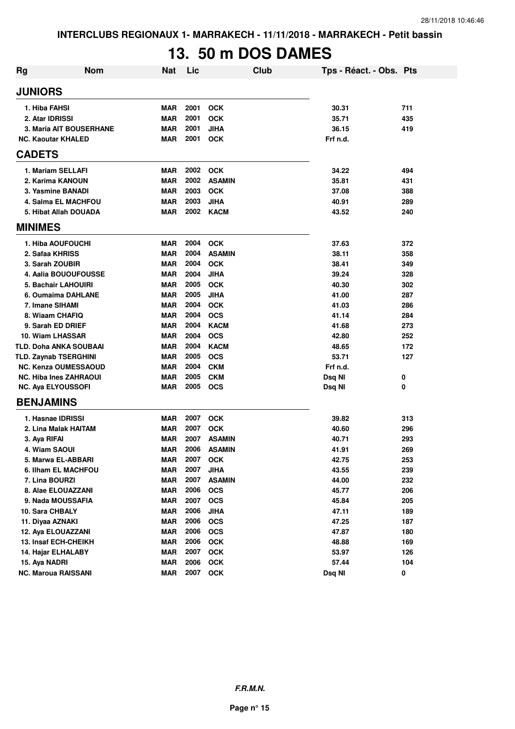INTERCLUBS REGIONAUX 1- MARRAKECH - 11/11/2018 - MARRAKECH - Petit bassin

# 13. 50 m DOS DAMES

| Rg | Nom | Nat | Lic | Club | Tps - Réact. - Obs. | Pts |
|---|---|---|---|---|---|---|
| **JUNIORS** | | | | | | |
| 1. Hiba FAHSI | | MAR | 2001 | OCK | 30.31 | 711 |
| 2. Atar IDRISSI | | MAR | 2001 | OCK | 35.71 | 435 |
| 3. Maria AIT BOUSERHANE | | MAR | 2001 | JIHA | 36.15 | 419 |
| NC. Kaoutar KHALED | | MAR | 2001 | OCK | Frf n.d. | |
| **CADETS** | | | | | | |
| 1. Mariam SELLAFI | | MAR | 2002 | OCK | 34.22 | 494 |
| 2. Karima KANOUN | | MAR | 2002 | ASAMIN | 35.81 | 431 |
| 3. Yasmine BANADI | | MAR | 2003 | OCK | 37.08 | 388 |
| 4. Salma EL MACHFOU | | MAR | 2003 | JIHA | 40.91 | 289 |
| 5. Hibat Allah DOUADA | | MAR | 2002 | KACM | 43.52 | 240 |
| **MINIMES** | | | | | | |
| 1. Hiba AOUFOUCHI | | MAR | 2004 | OCK | 37.63 | 372 |
| 2. Safaa KHRISS | | MAR | 2004 | ASAMIN | 38.11 | 358 |
| 3. Sarah ZOUBIR | | MAR | 2004 | OCK | 38.41 | 349 |
| 4. Aalia BOUOUFOUSSE | | MAR | 2004 | JIHA | 39.24 | 328 |
| 5. Bachair LAHOUIRI | | MAR | 2005 | OCK | 40.30 | 302 |
| 6. Oumaima DAHLANE | | MAR | 2005 | JIHA | 41.00 | 287 |
| 7. Imane SIHAMI | | MAR | 2004 | OCK | 41.03 | 286 |
| 8. Wiaam CHAFIQ | | MAR | 2004 | OCS | 41.14 | 284 |
| 9. Sarah ED DRIEF | | MAR | 2004 | KACM | 41.68 | 273 |
| 10. Wiam LHASSAR | | MAR | 2004 | OCS | 42.80 | 252 |
| TLD. Doha ANKA SOUBAAI | | MAR | 2004 | KACM | 48.65 | 172 |
| TLD. Zaynab TSERGHINI | | MAR | 2005 | OCS | 53.71 | 127 |
| NC. Kenza OUMESSAOUD | | MAR | 2004 | CKM | Frf n.d. | |
| NC. Hiba Ines ZAHRAOUI | | MAR | 2005 | CKM | Dsq NI | 0 |
| NC. Aya ELYOUSSOFI | | MAR | 2005 | OCS | Dsq NI | 0 |
| **BENJAMINS** | | | | | | |
| 1. Hasnae IDRISSI | | MAR | 2007 | OCK | 39.82 | 313 |
| 2. Lina Malak HAITAM | | MAR | 2007 | OCK | 40.60 | 296 |
| 3. Aya RIFAI | | MAR | 2007 | ASAMIN | 40.71 | 293 |
| 4. Wiam SAOUI | | MAR | 2006 | ASAMIN | 41.91 | 269 |
| 5. Marwa EL-ABBARI | | MAR | 2007 | OCK | 42.75 | 253 |
| 6. Ilham EL MACHFOU | | MAR | 2007 | JIHA | 43.55 | 239 |
| 7. Lina BOURZI | | MAR | 2007 | ASAMIN | 44.00 | 232 |
| 8. Alae ELOUAZZANI | | MAR | 2006 | OCS | 45.77 | 206 |
| 9. Nada MOUSSAFIA | | MAR | 2007 | OCS | 45.84 | 205 |
| 10. Sara CHBALY | | MAR | 2006 | JIHA | 47.11 | 189 |
| 11. Diyaa AZNAKI | | MAR | 2006 | OCS | 47.25 | 187 |
| 12. Aya ELOUAZZANI | | MAR | 2006 | OCS | 47.87 | 180 |
| 13. Insaf ECH-CHEIKH | | MAR | 2006 | OCK | 48.88 | 169 |
| 14. Hajar ELHALABY | | MAR | 2007 | OCK | 53.97 | 126 |
| 15. Aya NADRI | | MAR | 2006 | OCK | 57.44 | 104 |
| NC. Maroua RAISSANI | | MAR | 2007 | OCK | Dsq NI | 0 |

*F.R.M.N.*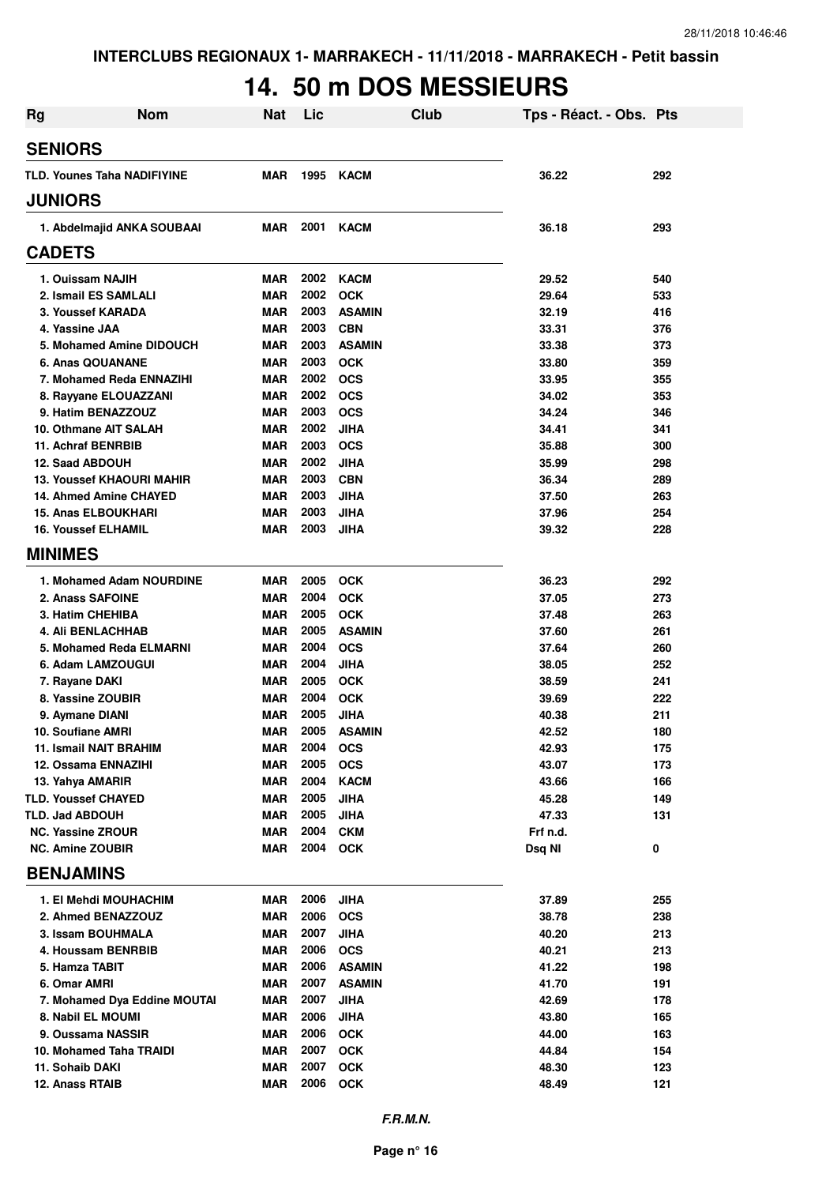# 14. 50 m DOS MESSIEURS

| Rg | Nom | Nat | Lic | Club | Tps - Réact. - Obs. | Pts |
|---|---|---|---|---|---|---|
| **SENIORS** | | | | | | |
| TLD. | Younes Taha NADIFIYINE | MAR | 1995 | KACM | 36.22 | 292 |
| **JUNIORS** | | | | | | |
| 1. | Abdelmajid ANKA SOUBAAI | MAR | 2001 | KACM | 36.18 | 293 |
| **CADETS** | | | | | | |
| 1. | Ouissam NAJIH | MAR | 2002 | KACM | 29.52 | 540 |
| 2. | Ismail ES SAMLALI | MAR | 2002 | OCK | 29.64 | 533 |
| 3. | Youssef KARADA | MAR | 2003 | ASAMIN | 32.19 | 416 |
| 4. | Yassine JAA | MAR | 2003 | CBN | 33.31 | 376 |
| 5. | Mohamed Amine DIDOUCH | MAR | 2003 | ASAMIN | 33.38 | 373 |
| 6. | Anas QOUANANE | MAR | 2003 | OCK | 33.80 | 359 |
| 7. | Mohamed Reda ENNAZIHI | MAR | 2002 | OCS | 33.95 | 355 |
| 8. | Rayyane ELOUAZZANI | MAR | 2002 | OCS | 34.02 | 353 |
| 9. | Hatim BENAZZOUZ | MAR | 2003 | OCS | 34.24 | 346 |
| 10. | Othmane AIT SALAH | MAR | 2002 | JIHA | 34.41 | 341 |
| 11. | Achraf BENRBIB | MAR | 2003 | OCS | 35.88 | 300 |
| 12. | Saad ABDOUH | MAR | 2002 | JIHA | 35.99 | 298 |
| 13. | Youssef KHAOURI MAHIR | MAR | 2003 | CBN | 36.34 | 289 |
| 14. | Ahmed Amine CHAYED | MAR | 2003 | JIHA | 37.50 | 263 |
| 15. | Anas ELBOUKHARI | MAR | 2003 | JIHA | 37.96 | 254 |
| 16. | Youssef ELHAMIL | MAR | 2003 | JIHA | 39.32 | 228 |
| **MINIMES** | | | | | | |
| 1. | Mohamed Adam NOURDINE | MAR | 2005 | OCK | 36.23 | 292 |
| 2. | Anass SAFOINE | MAR | 2004 | OCK | 37.05 | 273 |
| 3. | Hatim CHEHIBA | MAR | 2005 | OCK | 37.48 | 263 |
| 4. | Ali BENLACHHAB | MAR | 2005 | ASAMIN | 37.60 | 261 |
| 5. | Mohamed Reda ELMARNI | MAR | 2004 | OCS | 37.64 | 260 |
| 6. | Adam LAMZOUGUI | MAR | 2004 | JIHA | 38.05 | 252 |
| 7. | Rayane DAKI | MAR | 2005 | OCK | 38.59 | 241 |
| 8. | Yassine ZOUBIR | MAR | 2004 | OCK | 39.69 | 222 |
| 9. | Aymane DIANI | MAR | 2005 | JIHA | 40.38 | 211 |
| 10. | Soufiane AMRI | MAR | 2005 | ASAMIN | 42.52 | 180 |
| 11. | Ismail NAIT BRAHIM | MAR | 2004 | OCS | 42.93 | 175 |
| 12. | Ossama ENNAZIHI | MAR | 2005 | OCS | 43.07 | 173 |
| 13. | Yahya AMARIR | MAR | 2004 | KACM | 43.66 | 166 |
| TLD. | Youssef CHAYED | MAR | 2005 | JIHA | 45.28 | 149 |
| TLD. | Jad ABDOUH | MAR | 2005 | JIHA | 47.33 | 131 |
| NC. | Yassine ZROUR | MAR | 2004 | CKM | Frf n.d. | |
| NC. | Amine ZOUBIR | MAR | 2004 | OCK | Dsq NI | 0 |
| **BENJAMINS** | | | | | | |
| 1. | El Mehdi MOUHACHIM | MAR | 2006 | JIHA | 37.89 | 255 |
| 2. | Ahmed BENAZZOUZ | MAR | 2006 | OCS | 38.78 | 238 |
| 3. | Issam BOUHMALA | MAR | 2007 | JIHA | 40.20 | 213 |
| 4. | Houssam BENRBIB | MAR | 2006 | OCS | 40.21 | 213 |
| 5. | Hamza TABIT | MAR | 2006 | ASAMIN | 41.22 | 198 |
| 6. | Omar AMRI | MAR | 2007 | ASAMIN | 41.70 | 191 |
| 7. | Mohamed Dya Eddine MOUTAI | MAR | 2007 | JIHA | 42.69 | 178 |
| 8. | Nabil EL MOUMI | MAR | 2006 | JIHA | 43.80 | 165 |
| 9. | Oussama NASSIR | MAR | 2006 | OCK | 44.00 | 163 |
| 10. | Mohamed Taha TRAIDI | MAR | 2007 | OCK | 44.84 | 154 |
| 11. | Sohaib DAKI | MAR | 2007 | OCK | 48.30 | 123 |
| 12. | Anass RTAIB | MAR | 2006 | OCK | 48.49 | 121 |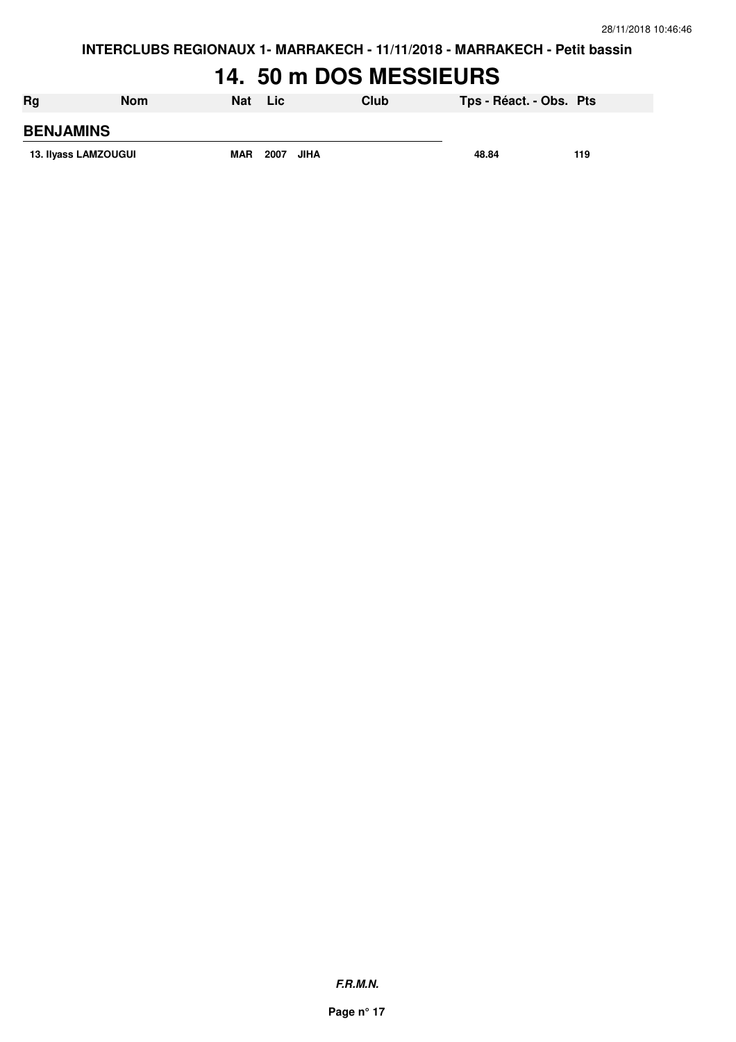INTERCLUBS REGIONAUX 1- MARRAKECH - 11/11/2018 - MARRAKECH - Petit bassin

# 14. 50 m DOS MESSIEURS

| Rg | Nom | Nat | Lic | Club | Tps - Réact. - Obs. | Pts |
|---|---|---|---|---|---|---|
| **BENJAMINS** | | | | | | |
| 13. Ilyass LAMZOUGUI | | MAR | 2007 | JIHA | 48.84 | 119 |

*F.R.M.N.*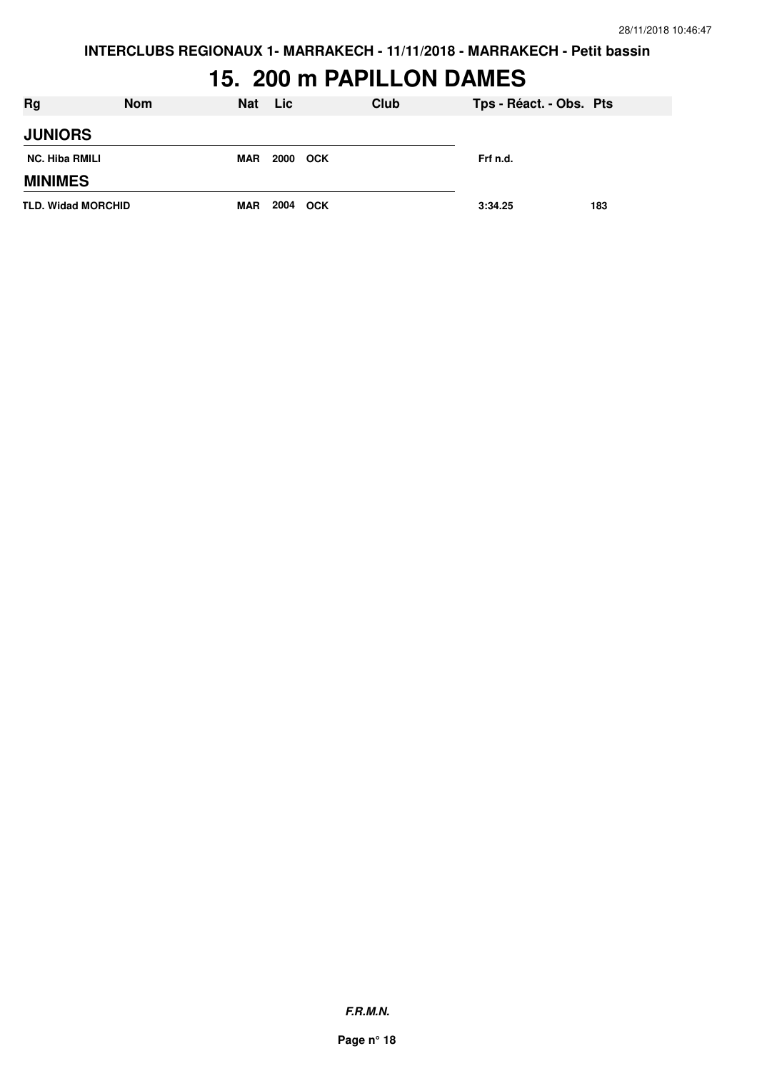INTERCLUBS REGIONAUX 1- MARRAKECH - 11/11/2018 - MARRAKECH - Petit bassin

# 15. 200 m PAPILLON DAMES

| Rg | Nom | Nat | Lic | Club | Tps - Réact. - Obs. | Pts |
|---|---|---|---|---|---|---|
| **JUNIORS** | | | | | | |
| NC. | Hiba RMILI | MAR | 2000 | OCK | Frf n.d. | |
| **MINIMES** | | | | | | |
| TLD. | Widad MORCHID | MAR | 2004 | OCK | 3:34.25 | 183 |

*F.R.M.N.*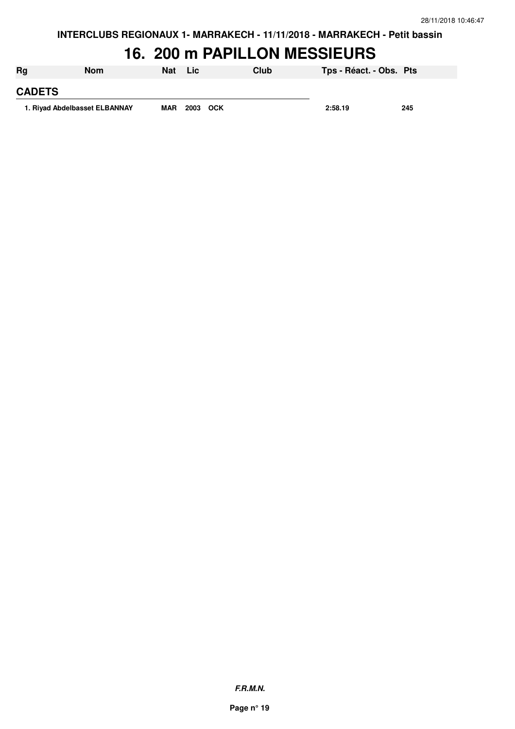# 16. 200 m PAPILLON MESSIEURS

| Rg | Nom | Nat | Lic | Club | Tps - Réact. - Obs. | Pts |
|---|---|---|---|---|---|---|
| **CADETS** | | | | | | |
| 1. | Riyad Abdelbasset ELBANNAY | MAR | 2003 | OCK | 2:58.19 | 245 |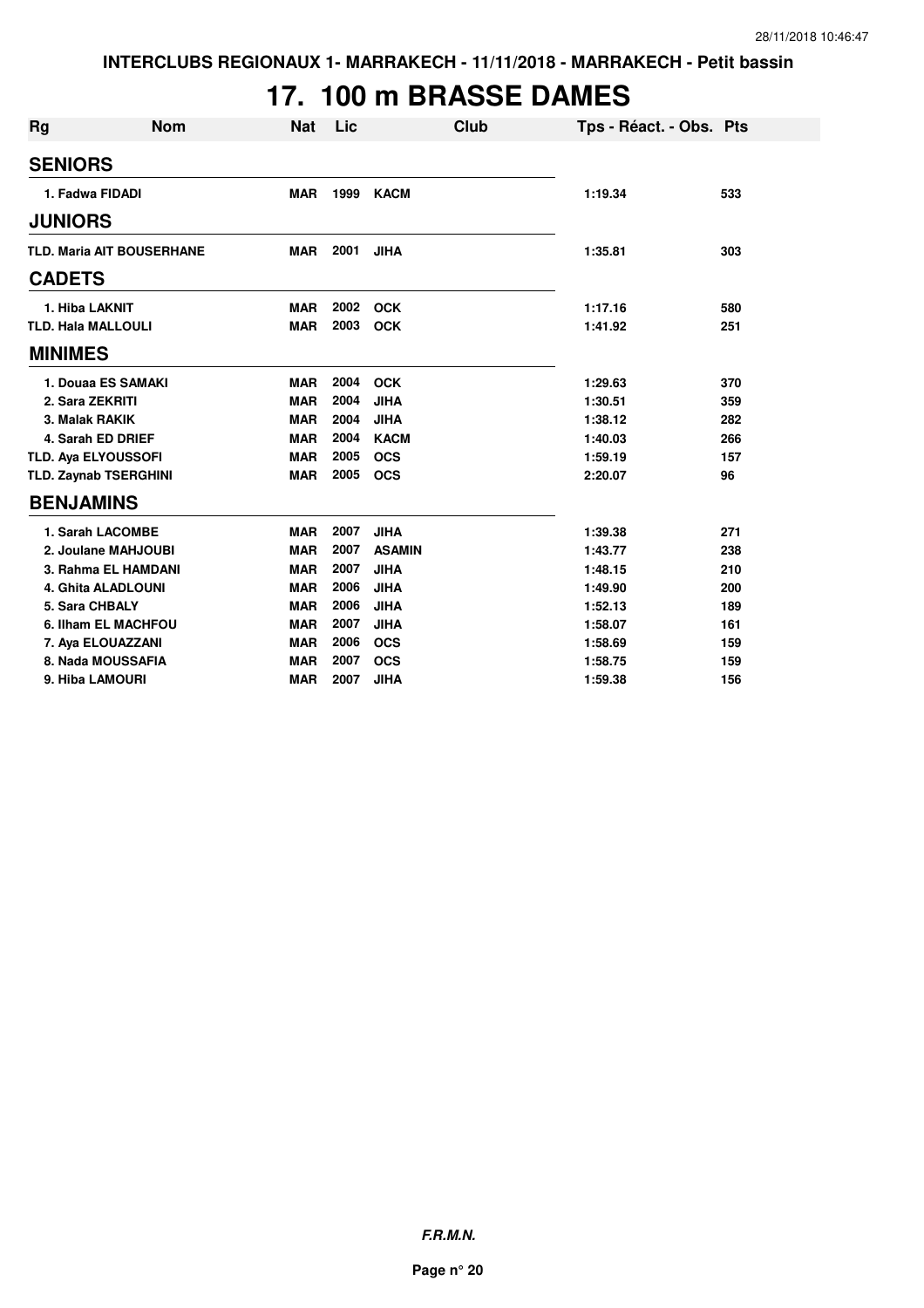**INTERCLUBS REGIONAUX 1- MARRAKECH - 11/11/2018 - MARRAKECH - Petit bassin**

# 17. 100 m BRASSE DAMES

| Rg | Nom | Nat | Lic | Club | Tps - Réact. - Obs. | Pts |
|---|---|---|---|---|---|---|
| **SENIORS** | | | | | | |
| 1. Fadwa FIDADI | | MAR | 1999 | KACM | 1:19.34 | 533 |
| **JUNIORS** | | | | | | |
| TLD. Maria AIT BOUSERHANE | | MAR | 2001 | JIHA | 1:35.81 | 303 |
| **CADETS** | | | | | | |
| 1. Hiba LAKNIT | | MAR | 2002 | OCK | 1:17.16 | 580 |
| TLD. Hala MALLOULI | | MAR | 2003 | OCK | 1:41.92 | 251 |
| **MINIMES** | | | | | | |
| 1. Douaa ES SAMAKI | | MAR | 2004 | OCK | 1:29.63 | 370 |
| 2. Sara ZEKRITI | | MAR | 2004 | JIHA | 1:30.51 | 359 |
| 3. Malak RAKIK | | MAR | 2004 | JIHA | 1:38.12 | 282 |
| 4. Sarah ED DRIEF | | MAR | 2004 | KACM | 1:40.03 | 266 |
| TLD. Aya ELYOUSSOFI | | MAR | 2005 | OCS | 1:59.19 | 157 |
| TLD. Zaynab TSERGHINI | | MAR | 2005 | OCS | 2:20.07 | 96 |
| **BENJAMINS** | | | | | | |
| 1. Sarah LACOMBE | | MAR | 2007 | JIHA | 1:39.38 | 271 |
| 2. Joulane MAHJOUBI | | MAR | 2007 | ASAMIN | 1:43.77 | 238 |
| 3. Rahma EL HAMDANI | | MAR | 2007 | JIHA | 1:48.15 | 210 |
| 4. Ghita ALADLOUNI | | MAR | 2006 | JIHA | 1:49.90 | 200 |
| 5. Sara CHBALY | | MAR | 2006 | JIHA | 1:52.13 | 189 |
| 6. Ilham EL MACHFOU | | MAR | 2007 | JIHA | 1:58.07 | 161 |
| 7. Aya ELOUAZZANI | | MAR | 2006 | OCS | 1:58.69 | 159 |
| 8. Nada MOUSSAFIA | | MAR | 2007 | OCS | 1:58.75 | 159 |
| 9. Hiba LAMOURI | | MAR | 2007 | JIHA | 1:59.38 | 156 |

*F.R.M.N.*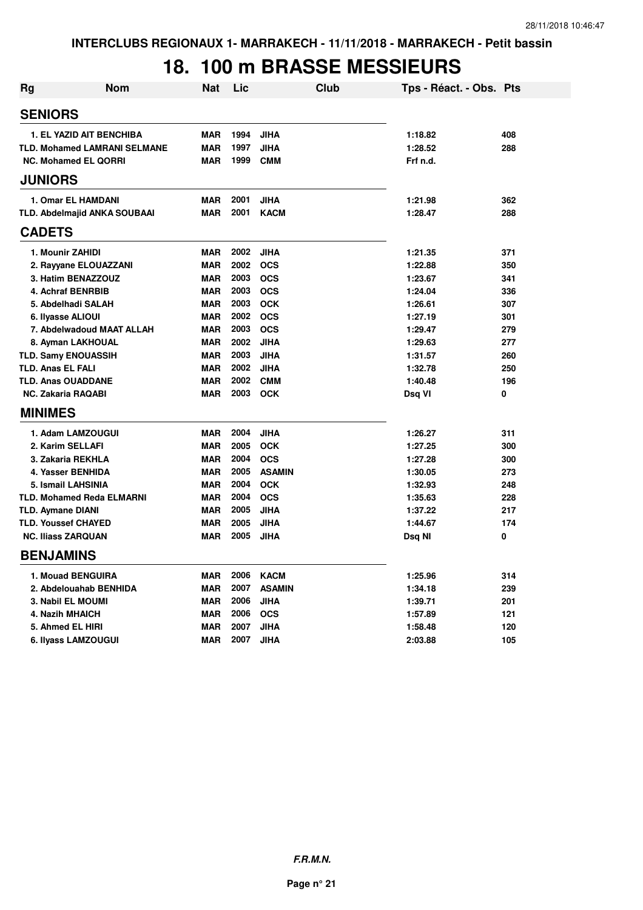INTERCLUBS REGIONAUX 1- MARRAKECH - 11/11/2018 - MARRAKECH - Petit bassin

# 18. 100 m BRASSE MESSIEURS

| Rg | Nom | Nat | Lic | Club | Tps - Réact. - Obs. | Pts |
|---|---|---|---|---|---|---|
| **SENIORS** | | | | | | |
| 1. | EL YAZID AIT BENCHIBA | MAR | 1994 | JIHA | 1:18.82 | 408 |
| TLD. | Mohamed LAMRANI SELMANE | MAR | 1997 | JIHA | 1:28.52 | 288 |
| NC. | Mohamed EL QORRI | MAR | 1999 | CMM | Frf n.d. | |
| **JUNIORS** | | | | | | |
| 1. | Omar EL HAMDANI | MAR | 2001 | JIHA | 1:21.98 | 362 |
| TLD. | Abdelmajid ANKA SOUBAAI | MAR | 2001 | KACM | 1:28.47 | 288 |
| **CADETS** | | | | | | |
| 1. | Mounir ZAHIDI | MAR | 2002 | JIHA | 1:21.35 | 371 |
| 2. | Rayyane ELOUAZZANI | MAR | 2002 | OCS | 1:22.88 | 350 |
| 3. | Hatim BENAZZOUZ | MAR | 2003 | OCS | 1:23.67 | 341 |
| 4. | Achraf BENRBIB | MAR | 2003 | OCS | 1:24.04 | 336 |
| 5. | Abdelhadi SALAH | MAR | 2003 | OCK | 1:26.61 | 307 |
| 6. | Ilyasse ALIOUI | MAR | 2002 | OCS | 1:27.19 | 301 |
| 7. | Abdelwadoud MAAT ALLAH | MAR | 2003 | OCS | 1:29.47 | 279 |
| 8. | Ayman LAKHOUAL | MAR | 2002 | JIHA | 1:29.63 | 277 |
| TLD. | Samy ENOUASSIH | MAR | 2003 | JIHA | 1:31.57 | 260 |
| TLD. | Anas EL FALI | MAR | 2002 | JIHA | 1:32.78 | 250 |
| TLD. | Anas OUADDANE | MAR | 2002 | CMM | 1:40.48 | 196 |
| NC. | Zakaria RAQABI | MAR | 2003 | OCK | Dsq VI | 0 |
| **MINIMES** | | | | | | |
| 1. | Adam LAMZOUGUI | MAR | 2004 | JIHA | 1:26.27 | 311 |
| 2. | Karim SELLAFI | MAR | 2005 | OCK | 1:27.25 | 300 |
| 3. | Zakaria REKHLA | MAR | 2004 | OCS | 1:27.28 | 300 |
| 4. | Yasser BENHIDA | MAR | 2005 | ASAMIN | 1:30.05 | 273 |
| 5. | Ismail LAHSINIA | MAR | 2004 | OCK | 1:32.93 | 248 |
| TLD. | Mohamed Reda ELMARNI | MAR | 2004 | OCS | 1:35.63 | 228 |
| TLD. | Aymane DIANI | MAR | 2005 | JIHA | 1:37.22 | 217 |
| TLD. | Youssef CHAYED | MAR | 2005 | JIHA | 1:44.67 | 174 |
| NC. | Iliass ZARQUAN | MAR | 2005 | JIHA | Dsq NI | 0 |
| **BENJAMINS** | | | | | | |
| 1. | Mouad BENGUIRA | MAR | 2006 | KACM | 1:25.96 | 314 |
| 2. | Abdelouahab BENHIDA | MAR | 2007 | ASAMIN | 1:34.18 | 239 |
| 3. | Nabil EL MOUMI | MAR | 2006 | JIHA | 1:39.71 | 201 |
| 4. | Nazih MHAICH | MAR | 2006 | OCS | 1:57.89 | 121 |
| 5. | Ahmed EL HIRI | MAR | 2007 | JIHA | 1:58.48 | 120 |
| 6. | Ilyass LAMZOUGUI | MAR | 2007 | JIHA | 2:03.88 | 105 |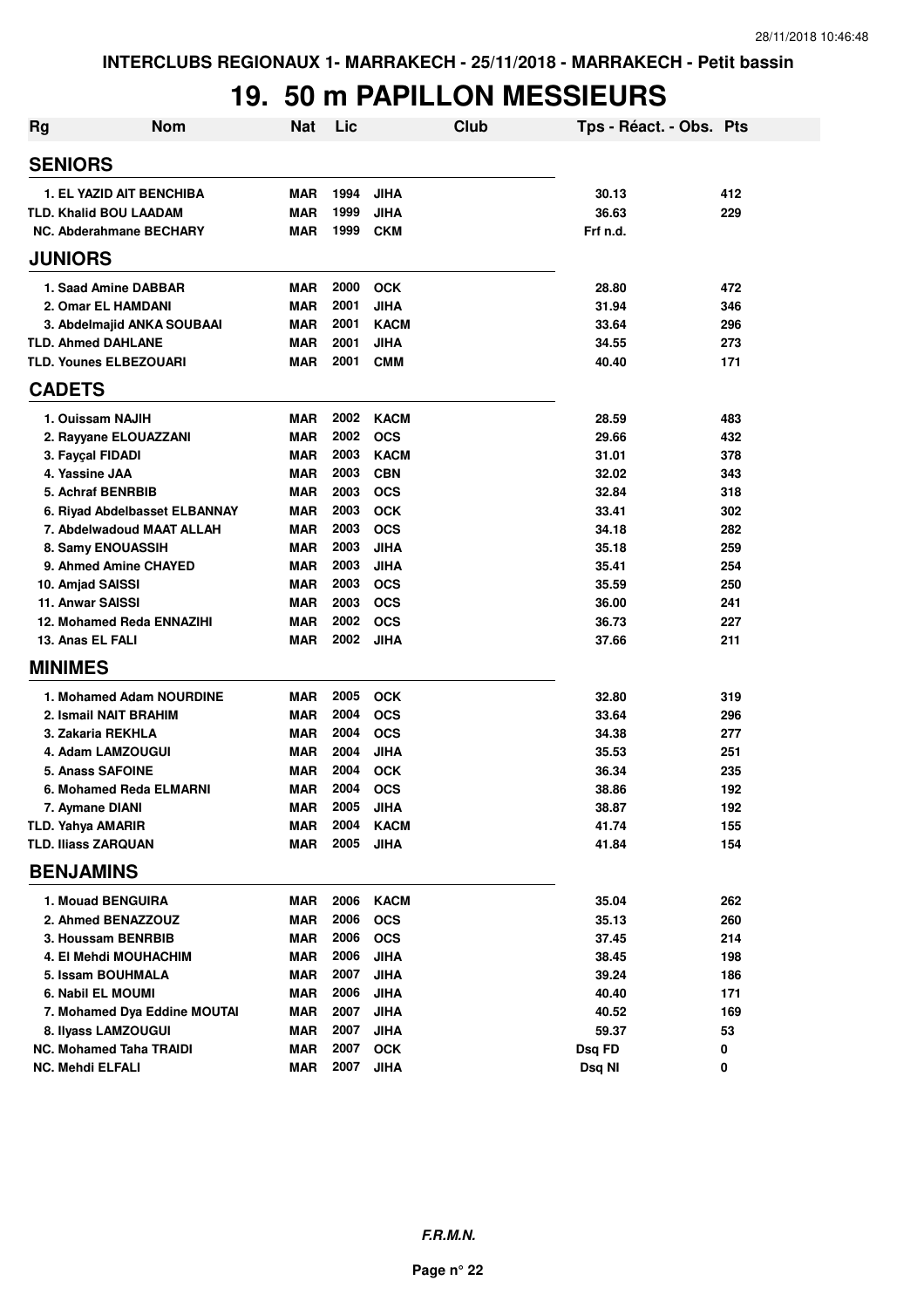INTERCLUBS REGIONAUX 1- MARRAKECH - 25/11/2018 - MARRAKECH - Petit bassin

# 19. 50 m PAPILLON MESSIEURS

| Rg | Nom | Nat | Lic | Club | Tps - Réact. - Obs. | Pts |
|---|---|---|---|---|---|---|
| **SENIORS** | | | | | | |
| 1. | EL YAZID AIT BENCHIBA | MAR | 1994 | JIHA | 30.13 | 412 |
| TLD. | Khalid BOU LAADAM | MAR | 1999 | JIHA | 36.63 | 229 |
| NC. | Abderahmane BECHARY | MAR | 1999 | CKM | Frf n.d. | |
| **JUNIORS** | | | | | | |
| 1. | Saad Amine DABBAR | MAR | 2000 | OCK | 28.80 | 472 |
| 2. | Omar EL HAMDANI | MAR | 2001 | JIHA | 31.94 | 346 |
| 3. | Abdelmajid ANKA SOUBAAI | MAR | 2001 | KACM | 33.64 | 296 |
| TLD. | Ahmed DAHLANE | MAR | 2001 | JIHA | 34.55 | 273 |
| TLD. | Younes ELBEZOUARI | MAR | 2001 | CMM | 40.40 | 171 |
| **CADETS** | | | | | | |
| 1. | Ouissam NAJIH | MAR | 2002 | KACM | 28.59 | 483 |
| 2. | Rayyane ELOUAZZANI | MAR | 2002 | OCS | 29.66 | 432 |
| 3. | Fayçal FIDADI | MAR | 2003 | KACM | 31.01 | 378 |
| 4. | Yassine JAA | MAR | 2003 | CBN | 32.02 | 343 |
| 5. | Achraf BENRBIB | MAR | 2003 | OCS | 32.84 | 318 |
| 6. | Riyad Abdelbasset ELBANNAY | MAR | 2003 | OCK | 33.41 | 302 |
| 7. | Abdelwadoud MAAT ALLAH | MAR | 2003 | OCS | 34.18 | 282 |
| 8. | Samy ENOUASSIH | MAR | 2003 | JIHA | 35.18 | 259 |
| 9. | Ahmed Amine CHAYED | MAR | 2003 | JIHA | 35.41 | 254 |
| 10. | Amjad SAISSI | MAR | 2003 | OCS | 35.59 | 250 |
| 11. | Anwar SAISSI | MAR | 2003 | OCS | 36.00 | 241 |
| 12. | Mohamed Reda ENNAZIHI | MAR | 2002 | OCS | 36.73 | 227 |
| 13. | Anas EL FALI | MAR | 2002 | JIHA | 37.66 | 211 |
| **MINIMES** | | | | | | |
| 1. | Mohamed Adam NOURDINE | MAR | 2005 | OCK | 32.80 | 319 |
| 2. | Ismail NAIT BRAHIM | MAR | 2004 | OCS | 33.64 | 296 |
| 3. | Zakaria REKHLA | MAR | 2004 | OCS | 34.38 | 277 |
| 4. | Adam LAMZOUGUI | MAR | 2004 | JIHA | 35.53 | 251 |
| 5. | Anass SAFOINE | MAR | 2004 | OCK | 36.34 | 235 |
| 6. | Mohamed Reda ELMARNI | MAR | 2004 | OCS | 38.86 | 192 |
| 7. | Aymane DIANI | MAR | 2005 | JIHA | 38.87 | 192 |
| TLD. | Yahya AMARIR | MAR | 2004 | KACM | 41.74 | 155 |
| TLD. | Iliass ZARQUAN | MAR | 2005 | JIHA | 41.84 | 154 |
| **BENJAMINS** | | | | | | |
| 1. | Mouad BENGUIRA | MAR | 2006 | KACM | 35.04 | 262 |
| 2. | Ahmed BENAZZOUZ | MAR | 2006 | OCS | 35.13 | 260 |
| 3. | Houssam BENRBIB | MAR | 2006 | OCS | 37.45 | 214 |
| 4. | El Mehdi MOUHACHIM | MAR | 2006 | JIHA | 38.45 | 198 |
| 5. | Issam BOUHMALA | MAR | 2007 | JIHA | 39.24 | 186 |
| 6. | Nabil EL MOUMI | MAR | 2006 | JIHA | 40.40 | 171 |
| 7. | Mohamed Dya Eddine MOUTAI | MAR | 2007 | JIHA | 40.52 | 169 |
| 8. | Ilyass LAMZOUGUI | MAR | 2007 | JIHA | 59.37 | 53 |
| NC. | Mohamed Taha TRAIDI | MAR | 2007 | OCK | Dsq FD | 0 |
| NC. | Mehdi ELFALI | MAR | 2007 | JIHA | Dsq NI | 0 |

*F.R.M.N.*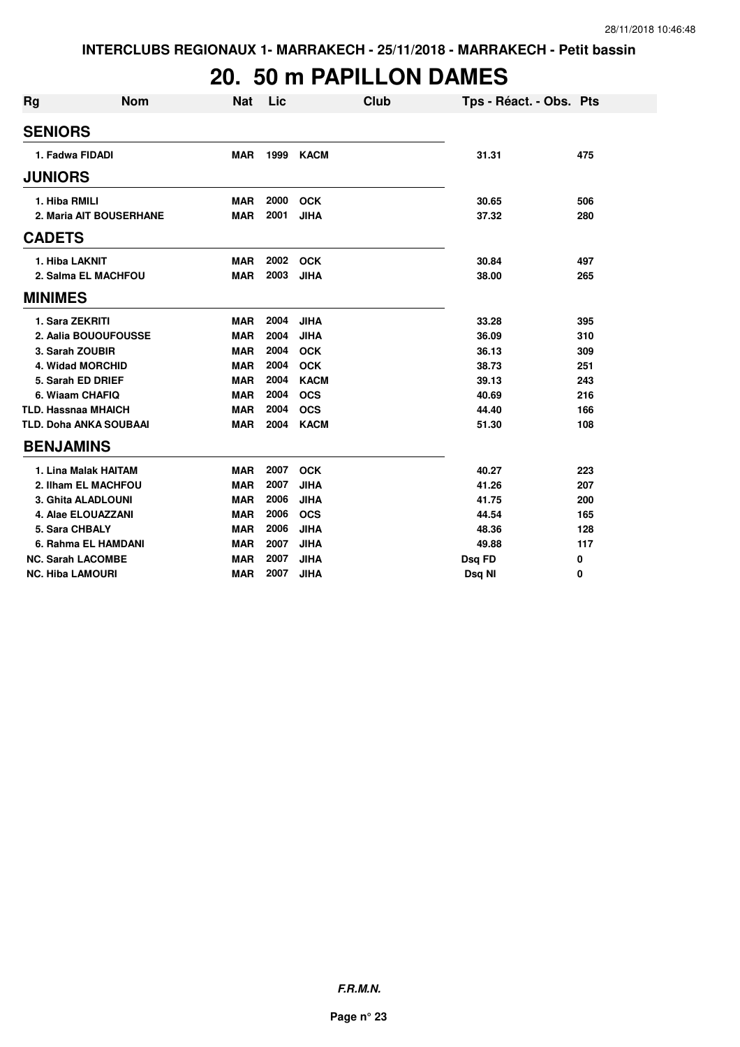INTERCLUBS REGIONAUX 1- MARRAKECH - 25/11/2018 - MARRAKECH - Petit bassin

# 20. 50 m PAPILLON DAMES

| Rg | Nom | Nat | Lic | Club | Tps - Réact. - Obs. | Pts |
|---|---|---|---|---|---|---|
| **SENIORS** | | | | | | |
| 1. Fadwa FIDADI | | MAR | 1999 | KACM | 31.31 | 475 |
| **JUNIORS** | | | | | | |
| 1. Hiba RMILI | | MAR | 2000 | OCK | 30.65 | 506 |
| 2. Maria AIT BOUSERHANE | | MAR | 2001 | JIHA | 37.32 | 280 |
| **CADETS** | | | | | | |
| 1. Hiba LAKNIT | | MAR | 2002 | OCK | 30.84 | 497 |
| 2. Salma EL MACHFOU | | MAR | 2003 | JIHA | 38.00 | 265 |
| **MINIMES** | | | | | | |
| 1. Sara ZEKRITI | | MAR | 2004 | JIHA | 33.28 | 395 |
| 2. Aalia BOUOUFOUSSE | | MAR | 2004 | JIHA | 36.09 | 310 |
| 3. Sarah ZOUBIR | | MAR | 2004 | OCK | 36.13 | 309 |
| 4. Widad MORCHID | | MAR | 2004 | OCK | 38.73 | 251 |
| 5. Sarah ED DRIEF | | MAR | 2004 | KACM | 39.13 | 243 |
| 6. Wiaam CHAFIQ | | MAR | 2004 | OCS | 40.69 | 216 |
| TLD. Hassnaa MHAICH | | MAR | 2004 | OCS | 44.40 | 166 |
| TLD. Doha ANKA SOUBAAI | | MAR | 2004 | KACM | 51.30 | 108 |
| **BENJAMINS** | | | | | | |
| 1. Lina Malak HAITAM | | MAR | 2007 | OCK | 40.27 | 223 |
| 2. Ilham EL MACHFOU | | MAR | 2007 | JIHA | 41.26 | 207 |
| 3. Ghita ALADLOUNI | | MAR | 2006 | JIHA | 41.75 | 200 |
| 4. Alae ELOUAZZANI | | MAR | 2006 | OCS | 44.54 | 165 |
| 5. Sara CHBALY | | MAR | 2006 | JIHA | 48.36 | 128 |
| 6. Rahma EL HAMDANI | | MAR | 2007 | JIHA | 49.88 | 117 |
| NC. Sarah LACOMBE | | MAR | 2007 | JIHA | Dsq FD | 0 |
| NC. Hiba LAMOURI | | MAR | 2007 | JIHA | Dsq NI | 0 |

***F.R.M.N.***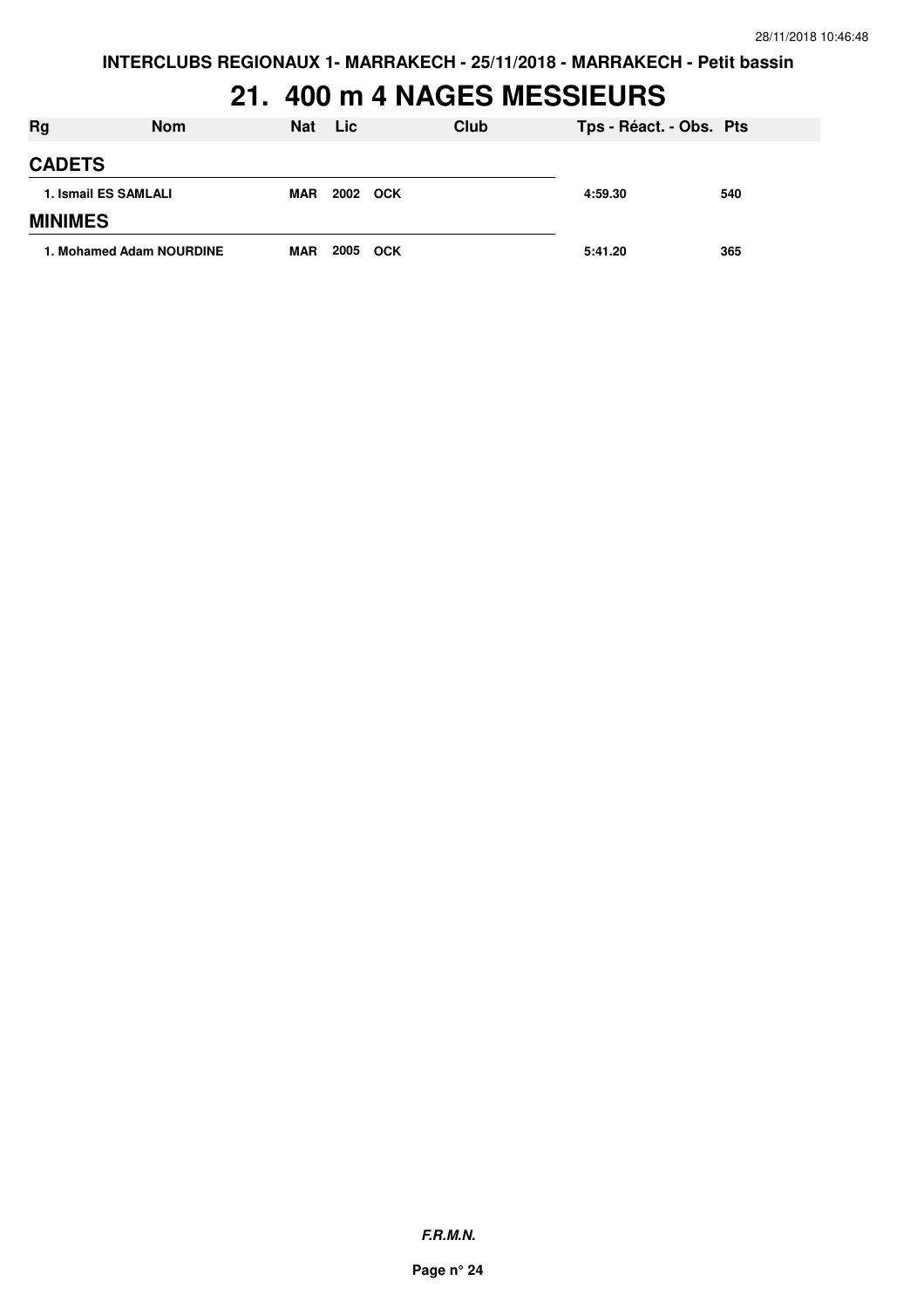# 21. 400 m 4 NAGES MESSIEURS

| Rg | Nom | Nat | Lic | Club | Tps - Réact. - Obs. | Pts |
|---|---|---|---|---|---|---|
| **CADETS** | | | | | | |
| 1. Ismail ES SAMLALI | | MAR | 2002 | OCK | 4:59.30 | 540 |
| **MINIMES** | | | | | | |
| 1. Mohamed Adam NOURDINE | | MAR | 2005 | OCK | 5:41.20 | 365 |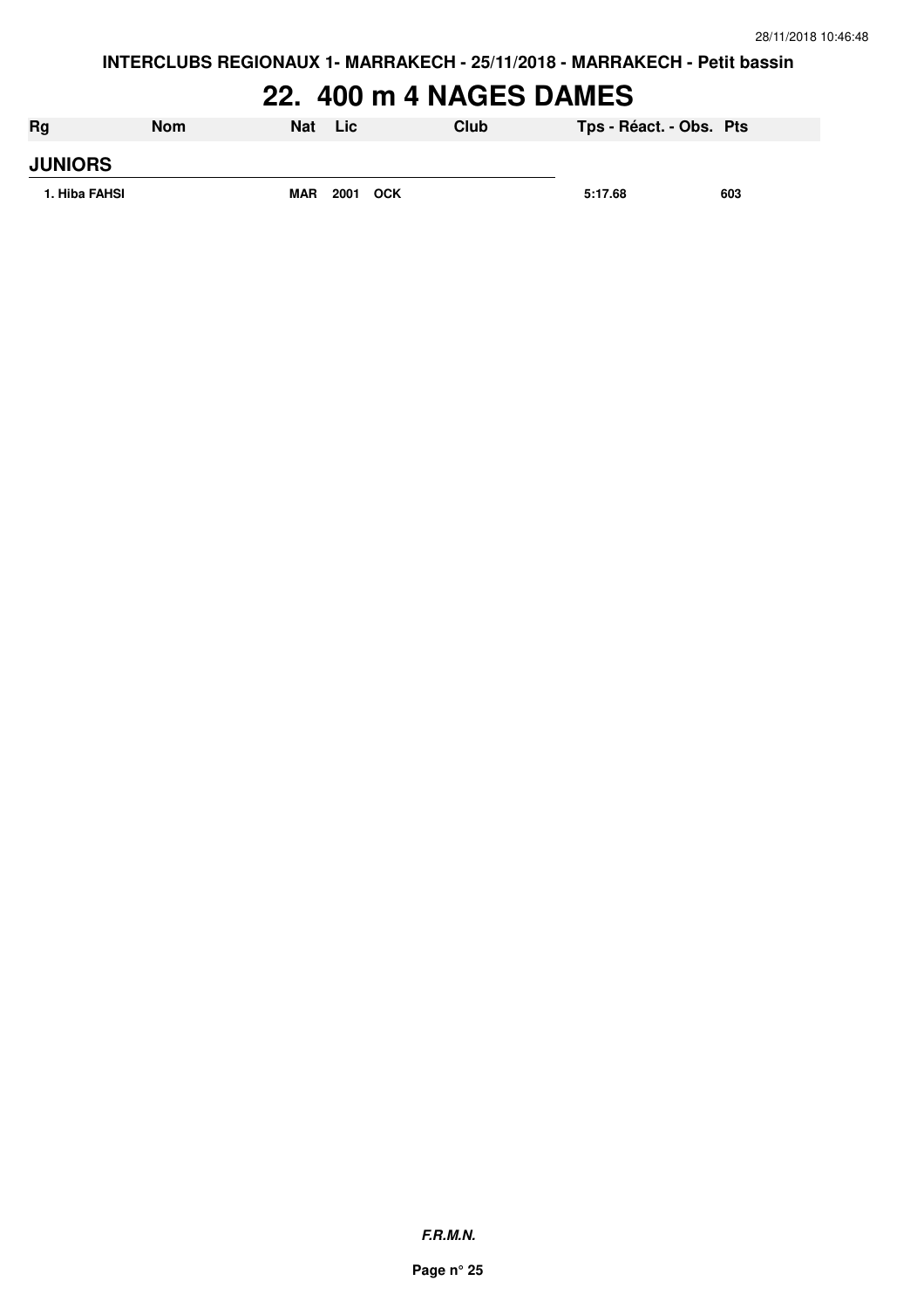INTERCLUBS REGIONAUX 1- MARRAKECH - 25/11/2018 - MARRAKECH - Petit bassin

# 22. 400 m 4 NAGES DAMES

| Rg | Nom | Nat | Lic | Club | Tps - Réact. - Obs. | Pts |
|---|---|---|---|---|---|---|
| **JUNIORS** | | | | | | |
| 1. Hiba FAHSI | | MAR | 2001 | OCK | 5:17.68 | 603 |

***F.R.M.N.***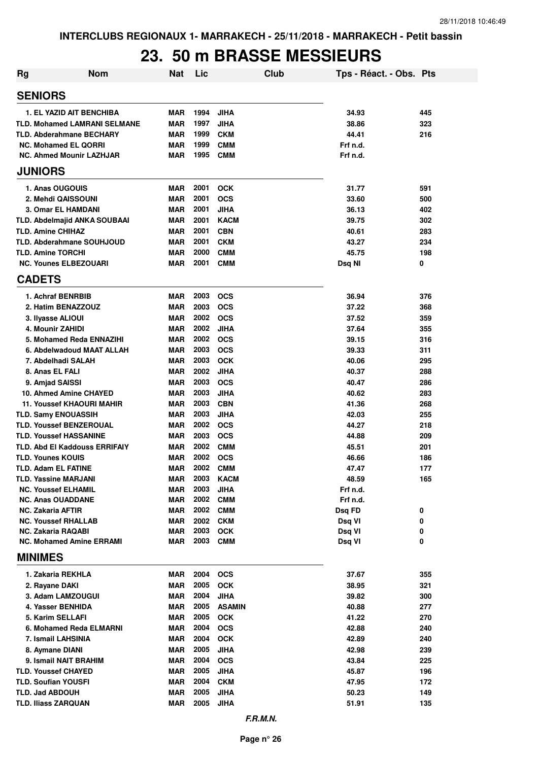INTERCLUBS REGIONAUX 1- MARRAKECH - 25/11/2018 - MARRAKECH - Petit bassin

# 23. 50 m BRASSE MESSIEURS

| Rg | Nom | Nat | Lic | Club | Tps - Réact. - Obs. | Pts |
|---|---|---|---|---|---|---|
| **SENIORS** | | | | | | |
| 1. EL YAZID AIT BENCHIBA | | MAR | 1994 | JIHA | 34.93 | 445 |
| TLD. Mohamed LAMRANI SELMANE | | MAR | 1997 | JIHA | 38.86 | 323 |
| TLD. Abderahmane BECHARY | | MAR | 1999 | CKM | 44.41 | 216 |
| NC. Mohamed EL QORRI | | MAR | 1999 | CMM | Frf n.d. | |
| NC. Ahmed Mounir LAZHJAR | | MAR | 1995 | CMM | Frf n.d. | |
| **JUNIORS** | | | | | | |
| 1. Anas OUGOUIS | | MAR | 2001 | OCK | 31.77 | 591 |
| 2. Mehdi QAISSOUNI | | MAR | 2001 | OCS | 33.60 | 500 |
| 3. Omar EL HAMDANI | | MAR | 2001 | JIHA | 36.13 | 402 |
| TLD. Abdelmajid ANKA SOUBAAI | | MAR | 2001 | KACM | 39.75 | 302 |
| TLD. Amine CHIHAZ | | MAR | 2001 | CBN | 40.61 | 283 |
| TLD. Abderahmane SOUHJOUD | | MAR | 2001 | CKM | 43.27 | 234 |
| TLD. Amine TORCHI | | MAR | 2000 | CMM | 45.75 | 198 |
| NC. Younes ELBEZOUARI | | MAR | 2001 | CMM | Dsq NI | 0 |
| **CADETS** | | | | | | |
| 1. Achraf BENRBIB | | MAR | 2003 | OCS | 36.94 | 376 |
| 2. Hatim BENAZZOUZ | | MAR | 2003 | OCS | 37.22 | 368 |
| 3. Ilyasse ALIOUI | | MAR | 2002 | OCS | 37.52 | 359 |
| 4. Mounir ZAHIDI | | MAR | 2002 | JIHA | 37.64 | 355 |
| 5. Mohamed Reda ENNAZIHI | | MAR | 2002 | OCS | 39.15 | 316 |
| 6. Abdelwadoud MAAT ALLAH | | MAR | 2003 | OCS | 39.33 | 311 |
| 7. Abdelhadi SALAH | | MAR | 2003 | OCK | 40.06 | 295 |
| 8. Anas EL FALI | | MAR | 2002 | JIHA | 40.37 | 288 |
| 9. Amjad SAISSI | | MAR | 2003 | OCS | 40.47 | 286 |
| 10. Ahmed Amine CHAYED | | MAR | 2003 | JIHA | 40.62 | 283 |
| 11. Youssef KHAOURI MAHIR | | MAR | 2003 | CBN | 41.36 | 268 |
| TLD. Samy ENOUASSIH | | MAR | 2003 | JIHA | 42.03 | 255 |
| TLD. Youssef BENZEROUAL | | MAR | 2002 | OCS | 44.27 | 218 |
| TLD. Youssef HASSANINE | | MAR | 2003 | OCS | 44.88 | 209 |
| TLD. Abd El Kaddouss ERRIFAIY | | MAR | 2002 | CMM | 45.51 | 201 |
| TLD. Younes KOUIS | | MAR | 2002 | OCS | 46.66 | 186 |
| TLD. Adam EL FATINE | | MAR | 2002 | CMM | 47.47 | 177 |
| TLD. Yassine MARJANI | | MAR | 2003 | KACM | 48.59 | 165 |
| NC. Youssef ELHAMIL | | MAR | 2003 | JIHA | Frf n.d. | |
| NC. Anas OUADDANE | | MAR | 2002 | CMM | Frf n.d. | |
| NC. Zakaria AFTIR | | MAR | 2002 | CMM | Dsq FD | 0 |
| NC. Youssef RHALLAB | | MAR | 2002 | CKM | Dsq VI | 0 |
| NC. Zakaria RAQABI | | MAR | 2003 | OCK | Dsq VI | 0 |
| NC. Mohamed Amine ERRAMI | | MAR | 2003 | CMM | Dsq VI | 0 |
| **MINIMES** | | | | | | |
| 1. Zakaria REKHLA | | MAR | 2004 | OCS | 37.67 | 355 |
| 2. Rayane DAKI | | MAR | 2005 | OCK | 38.95 | 321 |
| 3. Adam LAMZOUGUI | | MAR | 2004 | JIHA | 39.82 | 300 |
| 4. Yasser BENHIDA | | MAR | 2005 | ASAMIN | 40.88 | 277 |
| 5. Karim SELLAFI | | MAR | 2005 | OCK | 41.22 | 270 |
| 6. Mohamed Reda ELMARNI | | MAR | 2004 | OCS | 42.88 | 240 |
| 7. Ismail LAHSINIA | | MAR | 2004 | OCK | 42.89 | 240 |
| 8. Aymane DIANI | | MAR | 2005 | JIHA | 42.98 | 239 |
| 9. Ismail NAIT BRAHIM | | MAR | 2004 | OCS | 43.84 | 225 |
| TLD. Youssef CHAYED | | MAR | 2005 | JIHA | 45.87 | 196 |
| TLD. Soufian YOUSFI | | MAR | 2004 | CKM | 47.95 | 172 |
| TLD. Jad ABDOUH | | MAR | 2005 | JIHA | 50.23 | 149 |
| TLD. Iliass ZARQUAN | | MAR | 2005 | JIHA | 51.91 | 135 |

*F.R.M.N.*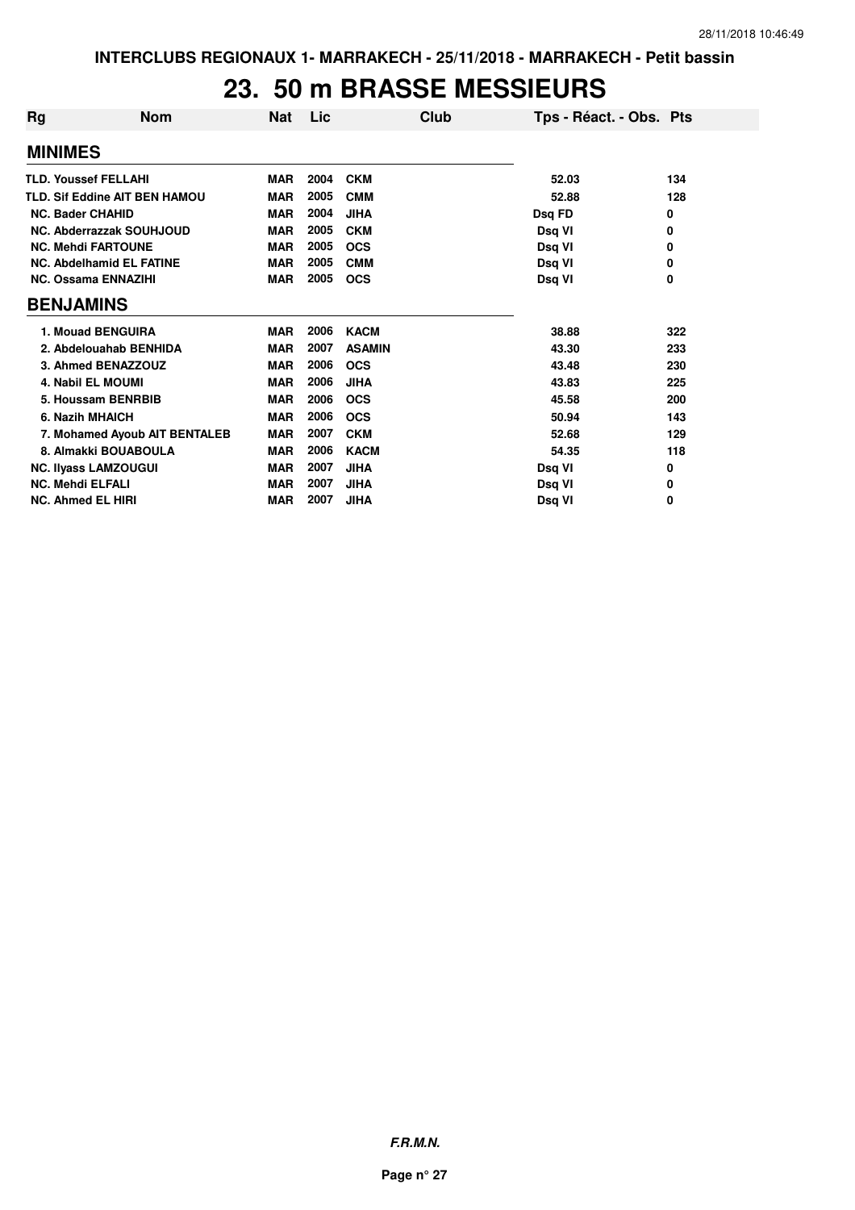INTERCLUBS REGIONAUX 1- MARRAKECH - 25/11/2018 - MARRAKECH - Petit bassin

# 23. 50 m BRASSE MESSIEURS

| Rg | Nom | Nat | Lic | Club | Tps - Réact. - Obs. | Pts |
|---|---|---|---|---|---|---|
| **MINIMES** | | | | | | |
| TLD. | Youssef FELLAHI | MAR | 2004 | CKM | 52.03 | 134 |
| TLD. | Sif Eddine AIT BEN HAMOU | MAR | 2005 | CMM | 52.88 | 128 |
| NC. | Bader CHAHID | MAR | 2004 | JIHA | Dsq FD | 0 |
| NC. | Abderrazzak SOUHJOUD | MAR | 2005 | CKM | Dsq VI | 0 |
| NC. | Mehdi FARTOUNE | MAR | 2005 | OCS | Dsq VI | 0 |
| NC. | Abdelhamid EL FATINE | MAR | 2005 | CMM | Dsq VI | 0 |
| NC. | Ossama ENNAZIHI | MAR | 2005 | OCS | Dsq VI | 0 |
| **BENJAMINS** | | | | | | |
| 1. | Mouad BENGUIRA | MAR | 2006 | KACM | 38.88 | 322 |
| 2. | Abdelouahab BENHIDA | MAR | 2007 | ASAMIN | 43.30 | 233 |
| 3. | Ahmed BENAZZOUZ | MAR | 2006 | OCS | 43.48 | 230 |
| 4. | Nabil EL MOUMI | MAR | 2006 | JIHA | 43.83 | 225 |
| 5. | Houssam BENRBIB | MAR | 2006 | OCS | 45.58 | 200 |
| 6. | Nazih MHAICH | MAR | 2006 | OCS | 50.94 | 143 |
| 7. | Mohamed Ayoub AIT BENTALEB | MAR | 2007 | CKM | 52.68 | 129 |
| 8. | Almakki BOUABOULA | MAR | 2006 | KACM | 54.35 | 118 |
| NC. | Ilyass LAMZOUGUI | MAR | 2007 | JIHA | Dsq VI | 0 |
| NC. | Mehdi ELFALI | MAR | 2007 | JIHA | Dsq VI | 0 |
| NC. | Ahmed EL HIRI | MAR | 2007 | JIHA | Dsq VI | 0 |

*F.R.M.N.*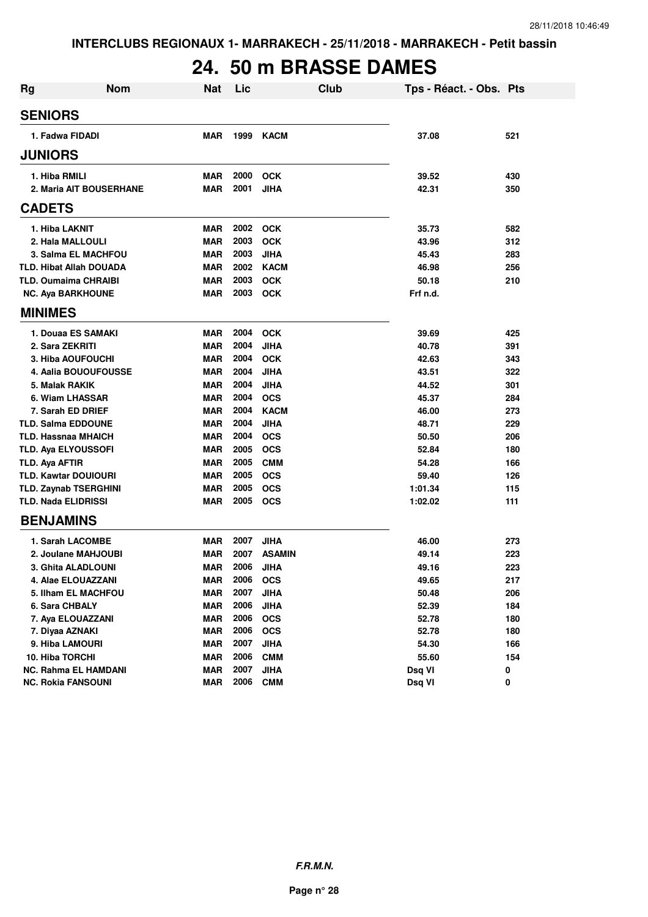INTERCLUBS REGIONAUX 1- MARRAKECH - 25/11/2018 - MARRAKECH - Petit bassin

# 24. 50 m BRASSE DAMES

| Rg | Nom | Nat | Lic | Club | Tps - Réact. - Obs. | Pts |
|---|---|---|---|---|---|---|
| **SENIORS** | | | | | | |
| 1. Fadwa FIDADI | | MAR | 1999 | KACM | 37.08 | 521 |
| **JUNIORS** | | | | | | |
| 1. Hiba RMILI | | MAR | 2000 | OCK | 39.52 | 430 |
| 2. Maria AIT BOUSERHANE | | MAR | 2001 | JIHA | 42.31 | 350 |
| **CADETS** | | | | | | |
| 1. Hiba LAKNIT | | MAR | 2002 | OCK | 35.73 | 582 |
| 2. Hala MALLOULI | | MAR | 2003 | OCK | 43.96 | 312 |
| 3. Salma EL MACHFOU | | MAR | 2003 | JIHA | 45.43 | 283 |
| TLD. Hibat Allah DOUADA | | MAR | 2002 | KACM | 46.98 | 256 |
| TLD. Oumaima CHRAIBI | | MAR | 2003 | OCK | 50.18 | 210 |
| NC. Aya BARKHOUNE | | MAR | 2003 | OCK | Frf n.d. | |
| **MINIMES** | | | | | | |
| 1. Douaa ES SAMAKI | | MAR | 2004 | OCK | 39.69 | 425 |
| 2. Sara ZEKRITI | | MAR | 2004 | JIHA | 40.78 | 391 |
| 3. Hiba AOUFOUCHI | | MAR | 2004 | OCK | 42.63 | 343 |
| 4. Aalia BOUOUFOUSSE | | MAR | 2004 | JIHA | 43.51 | 322 |
| 5. Malak RAKIK | | MAR | 2004 | JIHA | 44.52 | 301 |
| 6. Wiam LHASSAR | | MAR | 2004 | OCS | 45.37 | 284 |
| 7. Sarah ED DRIEF | | MAR | 2004 | KACM | 46.00 | 273 |
| TLD. Salma EDDOUNE | | MAR | 2004 | JIHA | 48.71 | 229 |
| TLD. Hassnaa MHAICH | | MAR | 2004 | OCS | 50.50 | 206 |
| TLD. Aya ELYOUSSOFI | | MAR | 2005 | OCS | 52.84 | 180 |
| TLD. Aya AFTIR | | MAR | 2005 | CMM | 54.28 | 166 |
| TLD. Kawtar DOUIOURI | | MAR | 2005 | OCS | 59.40 | 126 |
| TLD. Zaynab TSERGHINI | | MAR | 2005 | OCS | 1:01.34 | 115 |
| TLD. Nada ELIDRISSI | | MAR | 2005 | OCS | 1:02.02 | 111 |
| **BENJAMINS** | | | | | | |
| 1. Sarah LACOMBE | | MAR | 2007 | JIHA | 46.00 | 273 |
| 2. Joulane MAHJOUBI | | MAR | 2007 | ASAMIN | 49.14 | 223 |
| 3. Ghita ALADLOUNI | | MAR | 2006 | JIHA | 49.16 | 223 |
| 4. Alae ELOUAZZANI | | MAR | 2006 | OCS | 49.65 | 217 |
| 5. Ilham EL MACHFOU | | MAR | 2007 | JIHA | 50.48 | 206 |
| 6. Sara CHBALY | | MAR | 2006 | JIHA | 52.39 | 184 |
| 7. Aya ELOUAZZANI | | MAR | 2006 | OCS | 52.78 | 180 |
| 7. Diyaa AZNAKI | | MAR | 2006 | OCS | 52.78 | 180 |
| 9. Hiba LAMOURI | | MAR | 2007 | JIHA | 54.30 | 166 |
| 10. Hiba TORCHI | | MAR | 2006 | CMM | 55.60 | 154 |
| NC. Rahma EL HAMDANI | | MAR | 2007 | JIHA | Dsq VI | 0 |
| NC. Rokia FANSOUNI | | MAR | 2006 | CMM | Dsq VI | 0 |

*F.R.M.N.*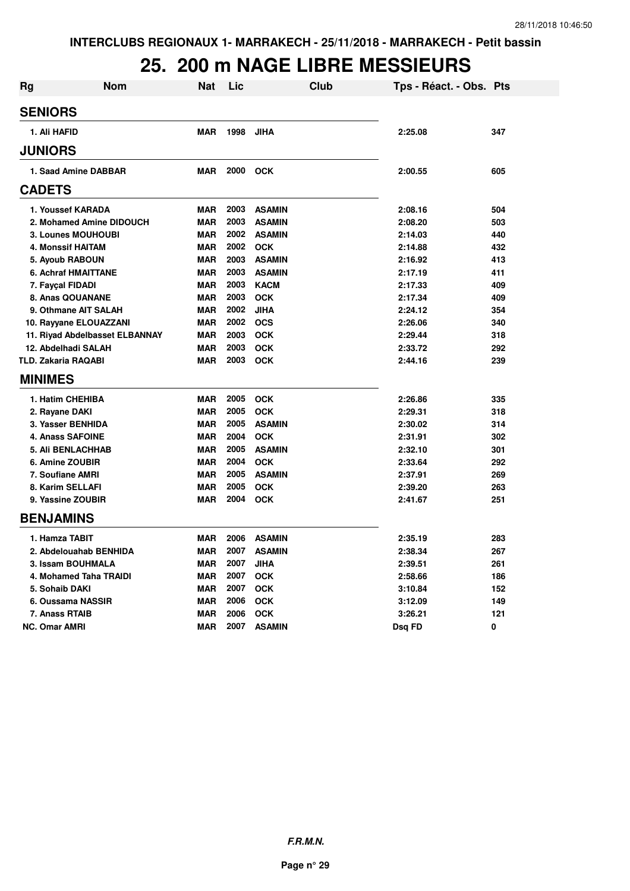INTERCLUBS REGIONAUX 1- MARRAKECH - 25/11/2018 - MARRAKECH - Petit bassin

# 25. 200 m NAGE LIBRE MESSIEURS

| Rg | Nom | Nat | Lic | Club | Tps - Réact. - Obs. | Pts |
|---|---|---|---|---|---|---|
| **SENIORS** | | | | | | |
| 1. Ali HAFID | | MAR | 1998 | JIHA | 2:25.08 | 347 |
| **JUNIORS** | | | | | | |
| 1. Saad Amine DABBAR | | MAR | 2000 | OCK | 2:00.55 | 605 |
| **CADETS** | | | | | | |
| 1. Youssef KARADA | | MAR | 2003 | ASAMIN | 2:08.16 | 504 |
| 2. Mohamed Amine DIDOUCH | | MAR | 2003 | ASAMIN | 2:08.20 | 503 |
| 3. Lounes MOUHOUBI | | MAR | 2002 | ASAMIN | 2:14.03 | 440 |
| 4. Monssif HAITAM | | MAR | 2002 | OCK | 2:14.88 | 432 |
| 5. Ayoub RABOUN | | MAR | 2003 | ASAMIN | 2:16.92 | 413 |
| 6. Achraf HMAITTANE | | MAR | 2003 | ASAMIN | 2:17.19 | 411 |
| 7. Fayçal FIDADI | | MAR | 2003 | KACM | 2:17.33 | 409 |
| 8. Anas QOUANANE | | MAR | 2003 | OCK | 2:17.34 | 409 |
| 9. Othmane AIT SALAH | | MAR | 2002 | JIHA | 2:24.12 | 354 |
| 10. Rayyane ELOUAZZANI | | MAR | 2002 | OCS | 2:26.06 | 340 |
| 11. Riyad Abdelbasset ELBANNAY | | MAR | 2003 | OCK | 2:29.44 | 318 |
| 12. Abdelhadi SALAH | | MAR | 2003 | OCK | 2:33.72 | 292 |
| TLD. Zakaria RAQABI | | MAR | 2003 | OCK | 2:44.16 | 239 |
| **MINIMES** | | | | | | |
| 1. Hatim CHEHIBA | | MAR | 2005 | OCK | 2:26.86 | 335 |
| 2. Rayane DAKI | | MAR | 2005 | OCK | 2:29.31 | 318 |
| 3. Yasser BENHIDA | | MAR | 2005 | ASAMIN | 2:30.02 | 314 |
| 4. Anass SAFOINE | | MAR | 2004 | OCK | 2:31.91 | 302 |
| 5. Ali BENLACHHAB | | MAR | 2005 | ASAMIN | 2:32.10 | 301 |
| 6. Amine ZOUBIR | | MAR | 2004 | OCK | 2:33.64 | 292 |
| 7. Soufiane AMRI | | MAR | 2005 | ASAMIN | 2:37.91 | 269 |
| 8. Karim SELLAFI | | MAR | 2005 | OCK | 2:39.20 | 263 |
| 9. Yassine ZOUBIR | | MAR | 2004 | OCK | 2:41.67 | 251 |
| **BENJAMINS** | | | | | | |
| 1. Hamza TABIT | | MAR | 2006 | ASAMIN | 2:35.19 | 283 |
| 2. Abdelouahab BENHIDA | | MAR | 2007 | ASAMIN | 2:38.34 | 267 |
| 3. Issam BOUHMALA | | MAR | 2007 | JIHA | 2:39.51 | 261 |
| 4. Mohamed Taha TRAIDI | | MAR | 2007 | OCK | 2:58.66 | 186 |
| 5. Sohaib DAKI | | MAR | 2007 | OCK | 3:10.84 | 152 |
| 6. Oussama NASSIR | | MAR | 2006 | OCK | 3:12.09 | 149 |
| 7. Anass RTAIB | | MAR | 2006 | OCK | 3:26.21 | 121 |
| NC. Omar AMRI | | MAR | 2007 | ASAMIN | Dsq FD | 0 |

**F.R.M.N.**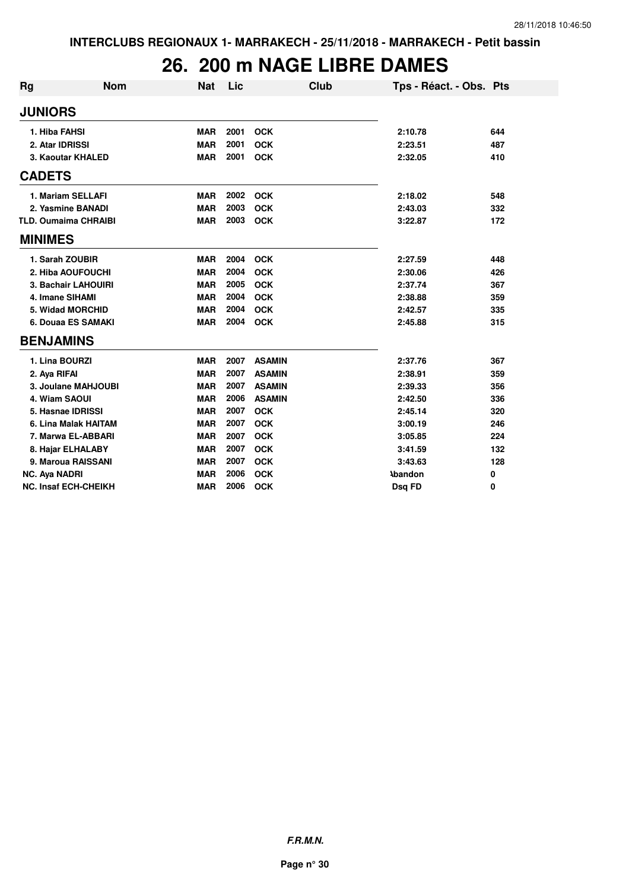INTERCLUBS REGIONAUX 1- MARRAKECH - 25/11/2018 - MARRAKECH - Petit bassin

# 26. 200 m NAGE LIBRE DAMES

| Rg | Nom | Nat | Lic | Club | Tps - Réact. - Obs. | Pts |
|---|---|---|---|---|---|---|
| **JUNIORS** | | | | | | |
| 1. Hiba FAHSI | | MAR | 2001 | OCK | 2:10.78 | 644 |
| 2. Atar IDRISSI | | MAR | 2001 | OCK | 2:23.51 | 487 |
| 3. Kaoutar KHALED | | MAR | 2001 | OCK | 2:32.05 | 410 |
| **CADETS** | | | | | | |
| 1. Mariam SELLAFI | | MAR | 2002 | OCK | 2:18.02 | 548 |
| 2. Yasmine BANADI | | MAR | 2003 | OCK | 2:43.03 | 332 |
| TLD. Oumaima CHRAIBI | | MAR | 2003 | OCK | 3:22.87 | 172 |
| **MINIMES** | | | | | | |
| 1. Sarah ZOUBIR | | MAR | 2004 | OCK | 2:27.59 | 448 |
| 2. Hiba AOUFOUCHI | | MAR | 2004 | OCK | 2:30.06 | 426 |
| 3. Bachair LAHOUIRI | | MAR | 2005 | OCK | 2:37.74 | 367 |
| 4. Imane SIHAMI | | MAR | 2004 | OCK | 2:38.88 | 359 |
| 5. Widad MORCHID | | MAR | 2004 | OCK | 2:42.57 | 335 |
| 6. Douaa ES SAMAKI | | MAR | 2004 | OCK | 2:45.88 | 315 |
| **BENJAMINS** | | | | | | |
| 1. Lina BOURZI | | MAR | 2007 | ASAMIN | 2:37.76 | 367 |
| 2. Aya RIFAI | | MAR | 2007 | ASAMIN | 2:38.91 | 359 |
| 3. Joulane MAHJOUBI | | MAR | 2007 | ASAMIN | 2:39.33 | 356 |
| 4. Wiam SAOUI | | MAR | 2006 | ASAMIN | 2:42.50 | 336 |
| 5. Hasnae IDRISSI | | MAR | 2007 | OCK | 2:45.14 | 320 |
| 6. Lina Malak HAITAM | | MAR | 2007 | OCK | 3:00.19 | 246 |
| 7. Marwa EL-ABBARI | | MAR | 2007 | OCK | 3:05.85 | 224 |
| 8. Hajar ELHALABY | | MAR | 2007 | OCK | 3:41.59 | 132 |
| 9. Maroua RAISSANI | | MAR | 2007 | OCK | 3:43.63 | 128 |
| NC. Aya NADRI | | MAR | 2006 | OCK | Abandon | 0 |
| NC. Insaf ECH-CHEIKH | | MAR | 2006 | OCK | Dsq FD | 0 |

*F.R.M.N.*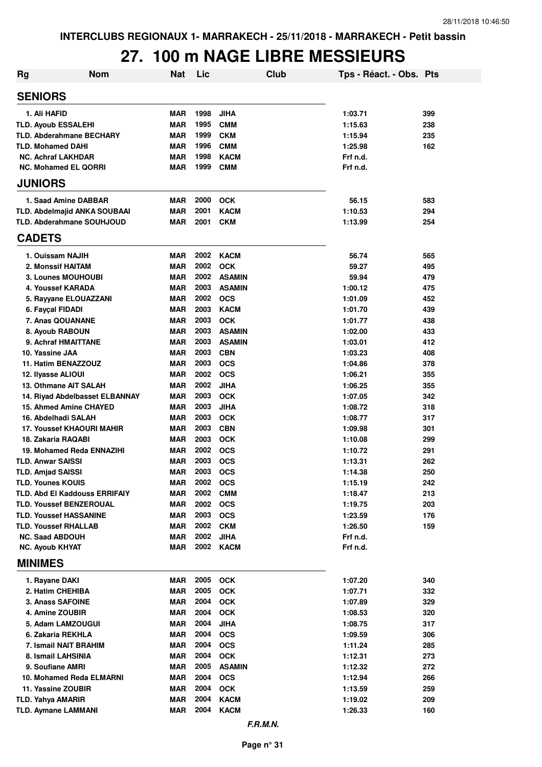INTERCLUBS REGIONAUX 1- MARRAKECH - 25/11/2018 - MARRAKECH - Petit bassin

# 27. 100 m NAGE LIBRE MESSIEURS

| Rg | Nom | Nat | Lic | Club | Tps - Réact. - Obs. | Pts |
|---|---|---|---|---|---|---|
| **SENIORS** | | | | | | |
| 1. Ali HAFID | | MAR | 1998 | JIHA | 1:03.71 | 399 |
| TLD. Ayoub ESSALEHI | | MAR | 1995 | CMM | 1:15.63 | 238 |
| TLD. Abderahmane BECHARY | | MAR | 1999 | CKM | 1:15.94 | 235 |
| TLD. Mohamed DAHI | | MAR | 1996 | CMM | 1:25.98 | 162 |
| NC. Achraf LAKHDAR | | MAR | 1998 | KACM | Frf n.d. | |
| NC. Mohamed EL QORRI | | MAR | 1999 | CMM | Frf n.d. | |
| **JUNIORS** | | | | | | |
| 1. Saad Amine DABBAR | | MAR | 2000 | OCK | 56.15 | 583 |
| TLD. Abdelmajid ANKA SOUBAAI | | MAR | 2001 | KACM | 1:10.53 | 294 |
| TLD. Abderahmane SOUHJOUD | | MAR | 2001 | CKM | 1:13.99 | 254 |
| **CADETS** | | | | | | |
| 1. Ouissam NAJIH | | MAR | 2002 | KACM | 56.74 | 565 |
| 2. Monssif HAITAM | | MAR | 2002 | OCK | 59.27 | 495 |
| 3. Lounes MOUHOUBI | | MAR | 2002 | ASAMIN | 59.94 | 479 |
| 4. Youssef KARADA | | MAR | 2003 | ASAMIN | 1:00.12 | 475 |
| 5. Rayyane ELOUAZZANI | | MAR | 2002 | OCS | 1:01.09 | 452 |
| 6. Fayçal FIDADI | | MAR | 2003 | KACM | 1:01.70 | 439 |
| 7. Anas QOUANANE | | MAR | 2003 | OCK | 1:01.77 | 438 |
| 8. Ayoub RABOUN | | MAR | 2003 | ASAMIN | 1:02.00 | 433 |
| 9. Achraf HMAITTANE | | MAR | 2003 | ASAMIN | 1:03.01 | 412 |
| 10. Yassine JAA | | MAR | 2003 | CBN | 1:03.23 | 408 |
| 11. Hatim BENAZZOUZ | | MAR | 2003 | OCS | 1:04.86 | 378 |
| 12. Ilyasse ALIOUI | | MAR | 2002 | OCS | 1:06.21 | 355 |
| 13. Othmane AIT SALAH | | MAR | 2002 | JIHA | 1:06.25 | 355 |
| 14. Riyad Abdelbasset ELBANNAY | | MAR | 2003 | OCK | 1:07.05 | 342 |
| 15. Ahmed Amine CHAYED | | MAR | 2003 | JIHA | 1:08.72 | 318 |
| 16. Abdelhadi SALAH | | MAR | 2003 | OCK | 1:08.77 | 317 |
| 17. Youssef KHAOURI MAHIR | | MAR | 2003 | CBN | 1:09.98 | 301 |
| 18. Zakaria RAQABI | | MAR | 2003 | OCK | 1:10.08 | 299 |
| 19. Mohamed Reda ENNAZIHI | | MAR | 2002 | OCS | 1:10.72 | 291 |
| TLD. Anwar SAISSI | | MAR | 2003 | OCS | 1:13.31 | 262 |
| TLD. Amjad SAISSI | | MAR | 2003 | OCS | 1:14.38 | 250 |
| TLD. Younes KOUIS | | MAR | 2002 | OCS | 1:15.19 | 242 |
| TLD. Abd El Kaddouss ERRIFAIY | | MAR | 2002 | CMM | 1:18.47 | 213 |
| TLD. Youssef BENZEROUAL | | MAR | 2002 | OCS | 1:19.75 | 203 |
| TLD. Youssef HASSANINE | | MAR | 2003 | OCS | 1:23.59 | 176 |
| TLD. Youssef RHALLAB | | MAR | 2002 | CKM | 1:26.50 | 159 |
| NC. Saad ABDOUH | | MAR | 2002 | JIHA | Frf n.d. | |
| NC. Ayoub KHYAT | | MAR | 2002 | KACM | Frf n.d. | |
| **MINIMES** | | | | | | |
| 1. Rayane DAKI | | MAR | 2005 | OCK | 1:07.20 | 340 |
| 2. Hatim CHEHIBA | | MAR | 2005 | OCK | 1:07.71 | 332 |
| 3. Anass SAFOINE | | MAR | 2004 | OCK | 1:07.89 | 329 |
| 4. Amine ZOUBIR | | MAR | 2004 | OCK | 1:08.53 | 320 |
| 5. Adam LAMZOUGUI | | MAR | 2004 | JIHA | 1:08.75 | 317 |
| 6. Zakaria REKHLA | | MAR | 2004 | OCS | 1:09.59 | 306 |
| 7. Ismail NAIT BRAHIM | | MAR | 2004 | OCS | 1:11.24 | 285 |
| 8. Ismail LAHSINIA | | MAR | 2004 | OCK | 1:12.31 | 273 |
| 9. Soufiane AMRI | | MAR | 2005 | ASAMIN | 1:12.32 | 272 |
| 10. Mohamed Reda ELMARNI | | MAR | 2004 | OCS | 1:12.94 | 266 |
| 11. Yassine ZOUBIR | | MAR | 2004 | OCK | 1:13.59 | 259 |
| TLD. Yahya AMARIR | | MAR | 2004 | KACM | 1:19.02 | 209 |
| TLD. Aymane LAMMANI | | MAR | 2004 | KACM | 1:26.33 | 160 |

*F.R.M.N.*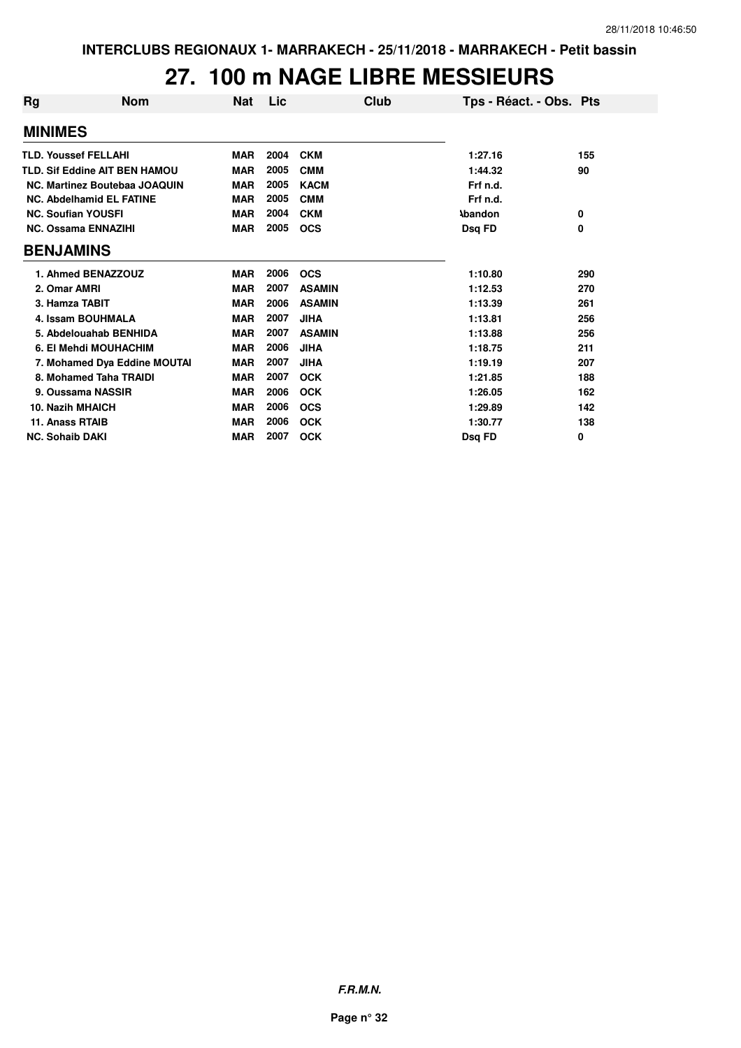INTERCLUBS REGIONAUX 1- MARRAKECH - 25/11/2018 - MARRAKECH - Petit bassin

# 27. 100 m NAGE LIBRE MESSIEURS

| Rg | Nom | Nat | Lic | Club | Tps - Réact. - Obs. | Pts |
|---|---|---|---|---|---|---|
| **MINIMES** | | | | | | |
| TLD. Youssef FELLAHI | | MAR | 2004 | CKM | 1:27.16 | 155 |
| TLD. Sif Eddine AIT BEN HAMOU | | MAR | 2005 | CMM | 1:44.32 | 90 |
| NC. Martinez Boutebaa JOAQUIN | | MAR | 2005 | KACM | Frf n.d. | |
| NC. Abdelhamid EL FATINE | | MAR | 2005 | CMM | Frf n.d. | |
| NC. Soufian YOUSFI | | MAR | 2004 | CKM | Abandon | 0 |
| NC. Ossama ENNAZIHI | | MAR | 2005 | OCS | Dsq FD | 0 |
| **BENJAMINS** | | | | | | |
| 1. | Ahmed BENAZZOUZ | MAR | 2006 | OCS | 1:10.80 | 290 |
| 2. | Omar AMRI | MAR | 2007 | ASAMIN | 1:12.53 | 270 |
| 3. | Hamza TABIT | MAR | 2006 | ASAMIN | 1:13.39 | 261 |
| 4. | Issam BOUHMALA | MAR | 2007 | JIHA | 1:13.81 | 256 |
| 5. | Abdelouahab BENHIDA | MAR | 2007 | ASAMIN | 1:13.88 | 256 |
| 6. | El Mehdi MOUHACHIM | MAR | 2006 | JIHA | 1:18.75 | 211 |
| 7. | Mohamed Dya Eddine MOUTAI | MAR | 2007 | JIHA | 1:19.19 | 207 |
| 8. | Mohamed Taha TRAIDI | MAR | 2007 | OCK | 1:21.85 | 188 |
| 9. | Oussama NASSIR | MAR | 2006 | OCK | 1:26.05 | 162 |
| 10. | Nazih MHAICH | MAR | 2006 | OCS | 1:29.89 | 142 |
| 11. | Anass RTAIB | MAR | 2006 | OCK | 1:30.77 | 138 |
| NC. Sohaib DAKI | | MAR | 2007 | OCK | Dsq FD | 0 |

F.R.M.N.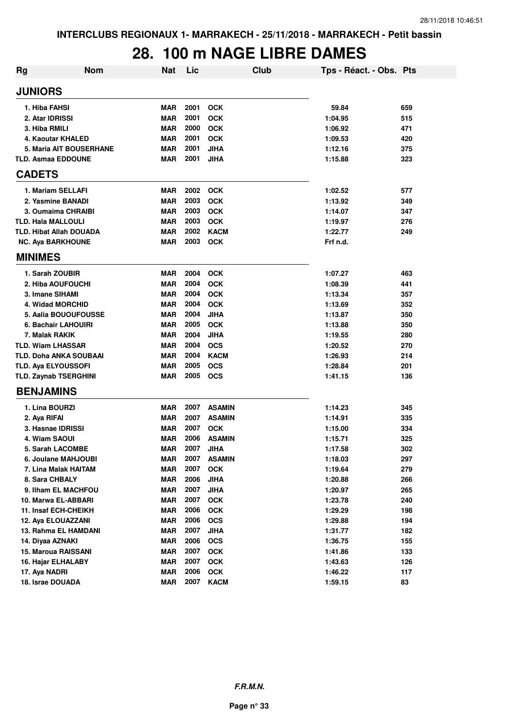INTERCLUBS REGIONAUX 1- MARRAKECH - 25/11/2018 - MARRAKECH - Petit bassin

# 28. 100 m NAGE LIBRE DAMES

| Rg | Nom | Nat | Lic | Club | Tps - Réact. - Obs. | Pts |
|---|---|---|---|---|---|---|
| **JUNIORS** | | | | | | |
| 1. | Hiba FAHSI | MAR | 2001 | OCK | 59.84 | 659 |
| 2. | Atar IDRISSI | MAR | 2001 | OCK | 1:04.95 | 515 |
| 3. | Hiba RMILI | MAR | 2000 | OCK | 1:06.92 | 471 |
| 4. | Kaoutar KHALED | MAR | 2001 | OCK | 1:09.53 | 420 |
| 5. | Maria AIT BOUSERHANE | MAR | 2001 | JIHA | 1:12.16 | 375 |
| TLD. | Asmaa EDDOUNE | MAR | 2001 | JIHA | 1:15.88 | 323 |
| **CADETS** | | | | | | |
| 1. | Mariam SELLAFI | MAR | 2002 | OCK | 1:02.52 | 577 |
| 2. | Yasmine BANADI | MAR | 2003 | OCK | 1:13.92 | 349 |
| 3. | Oumaima CHRAIBI | MAR | 2003 | OCK | 1:14.07 | 347 |
| TLD. | Hala MALLOULI | MAR | 2003 | OCK | 1:19.97 | 276 |
| TLD. | Hibat Allah DOUADA | MAR | 2002 | KACM | 1:22.77 | 249 |
| NC. | Aya BARKHOUNE | MAR | 2003 | OCK | Frf n.d. | |
| **MINIMES** | | | | | | |
| 1. | Sarah ZOUBIR | MAR | 2004 | OCK | 1:07.27 | 463 |
| 2. | Hiba AOUFOUCHI | MAR | 2004 | OCK | 1:08.39 | 441 |
| 3. | Imane SIHAMI | MAR | 2004 | OCK | 1:13.34 | 357 |
| 4. | Widad MORCHID | MAR | 2004 | OCK | 1:13.69 | 352 |
| 5. | Aalia BOUOUFOUSSE | MAR | 2004 | JIHA | 1:13.87 | 350 |
| 6. | Bachair LAHOUIRI | MAR | 2005 | OCK | 1:13.88 | 350 |
| 7. | Malak RAKIK | MAR | 2004 | JIHA | 1:19.55 | 280 |
| TLD. | Wiam LHASSAR | MAR | 2004 | OCS | 1:20.52 | 270 |
| TLD. | Doha ANKA SOUBAAI | MAR | 2004 | KACM | 1:26.93 | 214 |
| TLD. | Aya ELYOUSSOFI | MAR | 2005 | OCS | 1:28.84 | 201 |
| TLD. | Zaynab TSERGHINI | MAR | 2005 | OCS | 1:41.15 | 136 |
| **BENJAMINS** | | | | | | |
| 1. | Lina BOURZI | MAR | 2007 | ASAMIN | 1:14.23 | 345 |
| 2. | Aya RIFAI | MAR | 2007 | ASAMIN | 1:14.91 | 335 |
| 3. | Hasnae IDRISSI | MAR | 2007 | OCK | 1:15.00 | 334 |
| 4. | Wiam SAOUI | MAR | 2006 | ASAMIN | 1:15.71 | 325 |
| 5. | Sarah LACOMBE | MAR | 2007 | JIHA | 1:17.58 | 302 |
| 6. | Joulane MAHJOUBI | MAR | 2007 | ASAMIN | 1:18.03 | 297 |
| 7. | Lina Malak HAITAM | MAR | 2007 | OCK | 1:19.64 | 279 |
| 8. | Sara CHBALY | MAR | 2006 | JIHA | 1:20.88 | 266 |
| 9. | Ilham EL MACHFOU | MAR | 2007 | JIHA | 1:20.97 | 265 |
| 10. | Marwa EL-ABBARI | MAR | 2007 | OCK | 1:23.78 | 240 |
| 11. | Insaf ECH-CHEIKH | MAR | 2006 | OCK | 1:29.29 | 198 |
| 12. | Aya ELOUAZZANI | MAR | 2006 | OCS | 1:29.88 | 194 |
| 13. | Rahma EL HAMDANI | MAR | 2007 | JIHA | 1:31.77 | 182 |
| 14. | Diyaa AZNAKI | MAR | 2006 | OCS | 1:36.75 | 155 |
| 15. | Maroua RAISSANI | MAR | 2007 | OCK | 1:41.86 | 133 |
| 16. | Hajar ELHALABY | MAR | 2007 | OCK | 1:43.63 | 126 |
| 17. | Aya NADRI | MAR | 2006 | OCK | 1:46.22 | 117 |
| 18. | Israe DOUADA | MAR | 2007 | KACM | 1:59.15 | 83 |

*F.R.M.N.*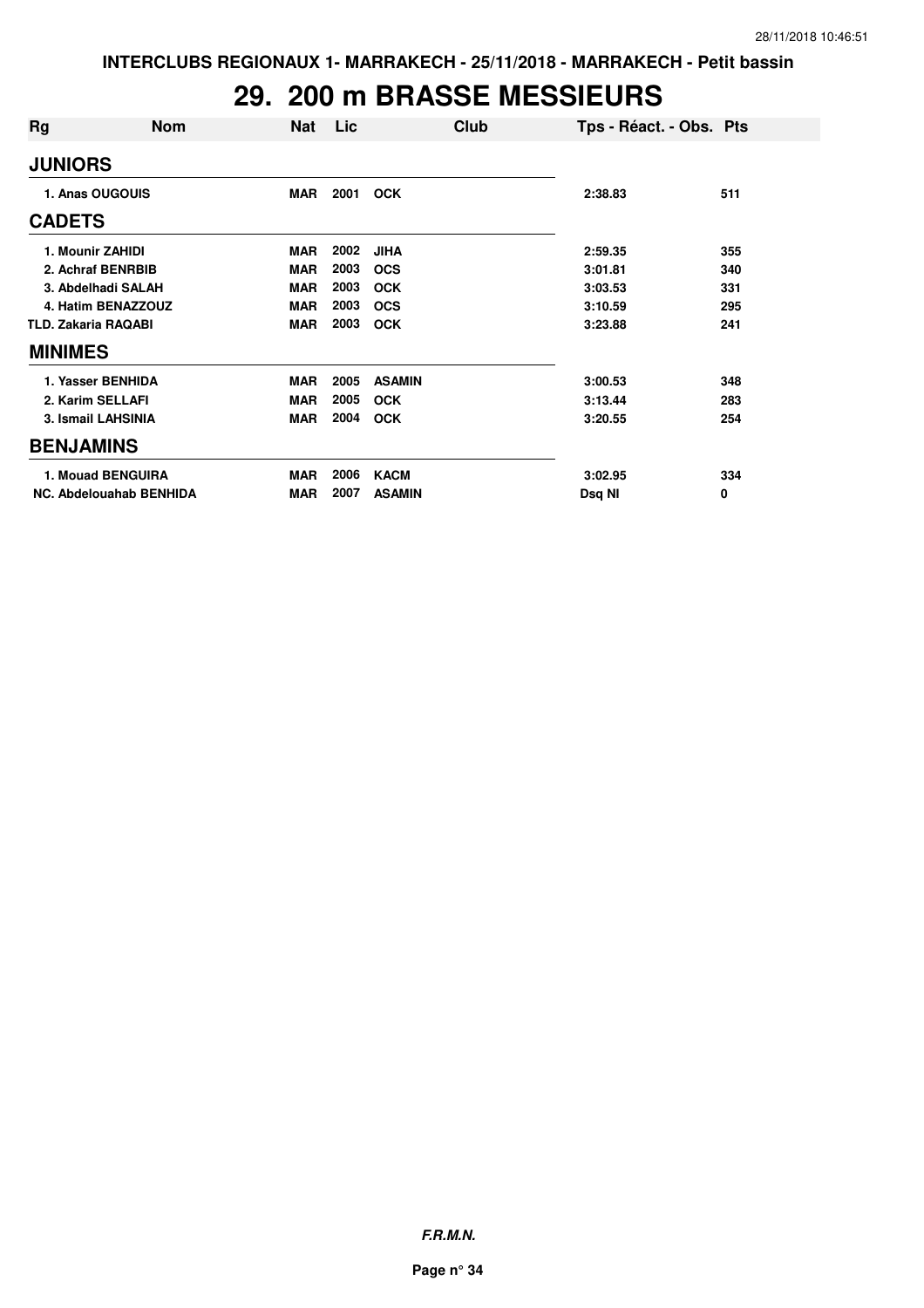INTERCLUBS REGIONAUX 1- MARRAKECH - 25/11/2018 - MARRAKECH - Petit bassin

# 29. 200 m BRASSE MESSIEURS

| Rg | Nom | Nat | Lic | Club | Tps - Réact. - Obs. | Pts |
|---|---|---|---|---|---|---|
| **JUNIORS** | | | | | | |
| 1. Anas OUGOUIS | | MAR | 2001 | OCK | 2:38.83 | 511 |
| **CADETS** | | | | | | |
| 1. Mounir ZAHIDI | | MAR | 2002 | JIHA | 2:59.35 | 355 |
| 2. Achraf BENRBIB | | MAR | 2003 | OCS | 3:01.81 | 340 |
| 3. Abdelhadi SALAH | | MAR | 2003 | OCK | 3:03.53 | 331 |
| 4. Hatim BENAZZOUZ | | MAR | 2003 | OCS | 3:10.59 | 295 |
| TLD. Zakaria RAQABI | | MAR | 2003 | OCK | 3:23.88 | 241 |
| **MINIMES** | | | | | | |
| 1. Yasser BENHIDA | | MAR | 2005 | ASAMIN | 3:00.53 | 348 |
| 2. Karim SELLAFI | | MAR | 2005 | OCK | 3:13.44 | 283 |
| 3. Ismail LAHSINIA | | MAR | 2004 | OCK | 3:20.55 | 254 |
| **BENJAMINS** | | | | | | |
| 1. Mouad BENGUIRA | | MAR | 2006 | KACM | 3:02.95 | 334 |
| NC. Abdelouahab BENHIDA | | MAR | 2007 | ASAMIN | Dsq NI | 0 |

**F.R.M.N.**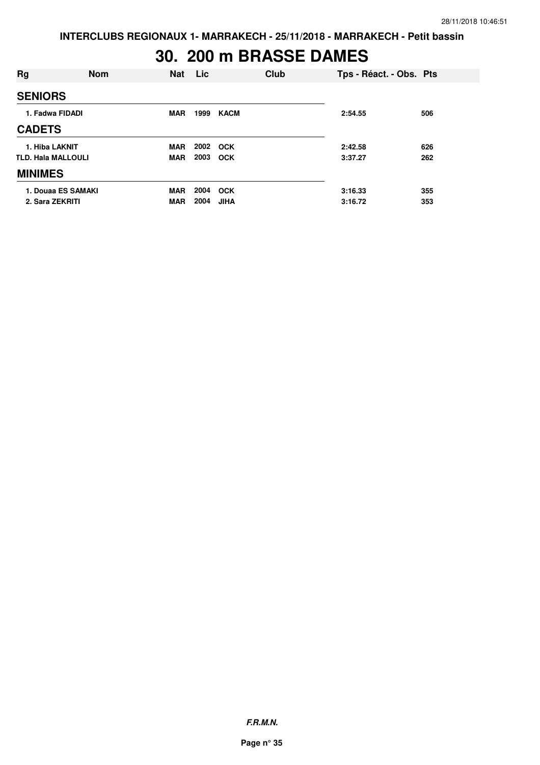INTERCLUBS REGIONAUX 1- MARRAKECH - 25/11/2018 - MARRAKECH - Petit bassin

# 30. 200 m BRASSE DAMES

| Rg | Nom | Nat | Lic | Club | Tps - Réact. - Obs. | Pts |
|---|---|---|---|---|---|---|
| **SENIORS** | | | | | | |
| 1. | Fadwa FIDADI | MAR | 1999 | KACM | 2:54.55 | 506 |
| **CADETS** | | | | | | |
| 1. | Hiba LAKNIT | MAR | 2002 | OCK | 2:42.58 | 626 |
| TLD. | Hala MALLOULI | MAR | 2003 | OCK | 3:37.27 | 262 |
| **MINIMES** | | | | | | |
| 1. | Douaa ES SAMAKI | MAR | 2004 | OCK | 3:16.33 | 355 |
| 2. | Sara ZEKRITI | MAR | 2004 | JIHA | 3:16.72 | 353 |

*F.R.M.N.*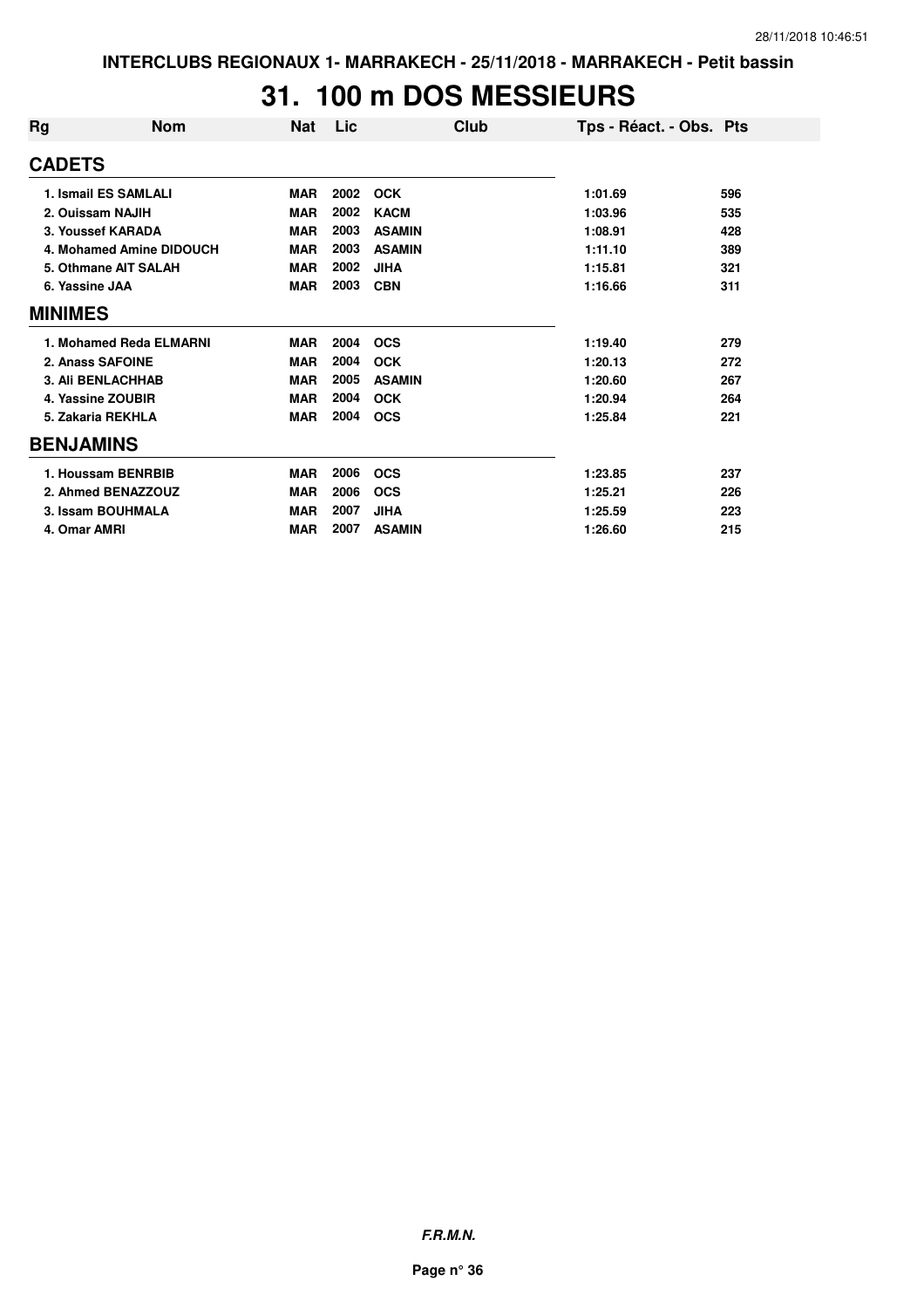# 31. 100 m DOS MESSIEURS

| Rg | Nom | Nat | Lic | Club | Tps - Réact. - Obs. | Pts |
|---|---|---|---|---|---|---|
| **CADETS** | | | | | | |
| 1. Ismail ES SAMLALI | | MAR | 2002 | OCK | 1:01.69 | 596 |
| 2. Ouissam NAJIH | | MAR | 2002 | KACM | 1:03.96 | 535 |
| 3. Youssef KARADA | | MAR | 2003 | ASAMIN | 1:08.91 | 428 |
| 4. Mohamed Amine DIDOUCH | | MAR | 2003 | ASAMIN | 1:11.10 | 389 |
| 5. Othmane AIT SALAH | | MAR | 2002 | JIHA | 1:15.81 | 321 |
| 6. Yassine JAA | | MAR | 2003 | CBN | 1:16.66 | 311 |
| **MINIMES** | | | | | | |
| 1. Mohamed Reda ELMARNI | | MAR | 2004 | OCS | 1:19.40 | 279 |
| 2. Anass SAFOINE | | MAR | 2004 | OCK | 1:20.13 | 272 |
| 3. Ali BENLACHHAB | | MAR | 2005 | ASAMIN | 1:20.60 | 267 |
| 4. Yassine ZOUBIR | | MAR | 2004 | OCK | 1:20.94 | 264 |
| 5. Zakaria REKHLA | | MAR | 2004 | OCS | 1:25.84 | 221 |
| **BENJAMINS** | | | | | | |
| 1. Houssam BENRBIB | | MAR | 2006 | OCS | 1:23.85 | 237 |
| 2. Ahmed BENAZZOUZ | | MAR | 2006 | OCS | 1:25.21 | 226 |
| 3. Issam BOUHMALA | | MAR | 2007 | JIHA | 1:25.59 | 223 |
| 4. Omar AMRI | | MAR | 2007 | ASAMIN | 1:26.60 | 215 |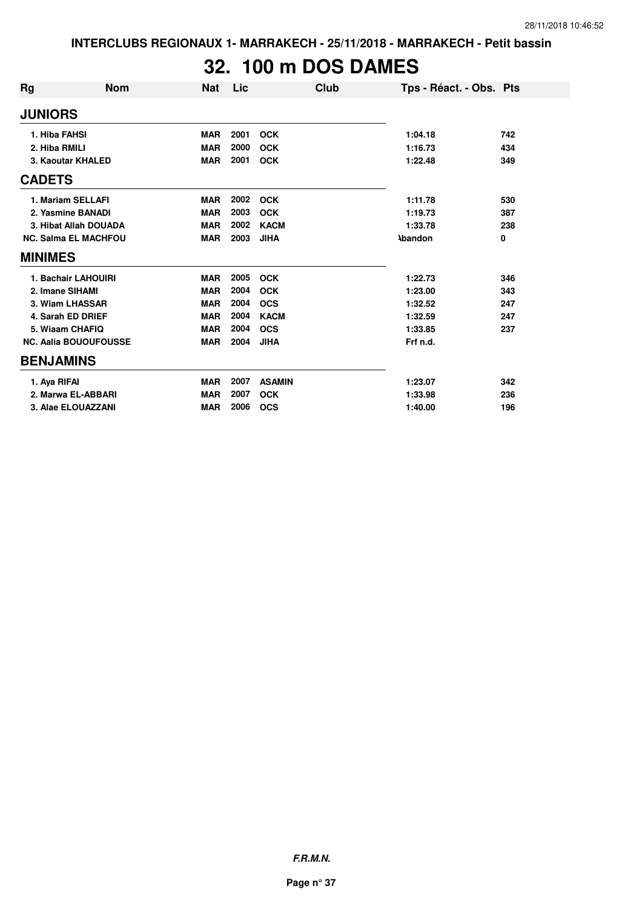# 32. 100 m DOS DAMES

| Rg | Nom | Nat | Lic | Club | Tps - Réact. - Obs. | Pts |
|---|---|---|---|---|---|---|
| **JUNIORS** | | | | | | |
| 1. | Hiba FAHSI | MAR | 2001 | OCK | 1:04.18 | 742 |
| 2. | Hiba RMILI | MAR | 2000 | OCK | 1:16.73 | 434 |
| 3. | Kaoutar KHALED | MAR | 2001 | OCK | 1:22.48 | 349 |
| **CADETS** | | | | | | |
| 1. | Mariam SELLAFI | MAR | 2002 | OCK | 1:11.78 | 530 |
| 2. | Yasmine BANADI | MAR | 2003 | OCK | 1:19.73 | 387 |
| 3. | Hibat Allah DOUADA | MAR | 2002 | KACM | 1:33.78 | 238 |
| NC. | Salma EL MACHFOU | MAR | 2003 | JIHA | Abandon | 0 |
| **MINIMES** | | | | | | |
| 1. | Bachair LAHOUIRI | MAR | 2005 | OCK | 1:22.73 | 346 |
| 2. | Imane SIHAMI | MAR | 2004 | OCK | 1:23.00 | 343 |
| 3. | Wiam LHASSAR | MAR | 2004 | OCS | 1:32.52 | 247 |
| 4. | Sarah ED DRIEF | MAR | 2004 | KACM | 1:32.59 | 247 |
| 5. | Wiaam CHAFIQ | MAR | 2004 | OCS | 1:33.85 | 237 |
| NC. | Aalia BOUOUFOUSSE | MAR | 2004 | JIHA | Frf n.d. | |
| **BENJAMINS** | | | | | | |
| 1. | Aya RIFAI | MAR | 2007 | ASAMIN | 1:23.07 | 342 |
| 2. | Marwa EL-ABBARI | MAR | 2007 | OCK | 1:33.98 | 236 |
| 3. | Alae ELOUAZZANI | MAR | 2006 | OCS | 1:40.00 | 196 |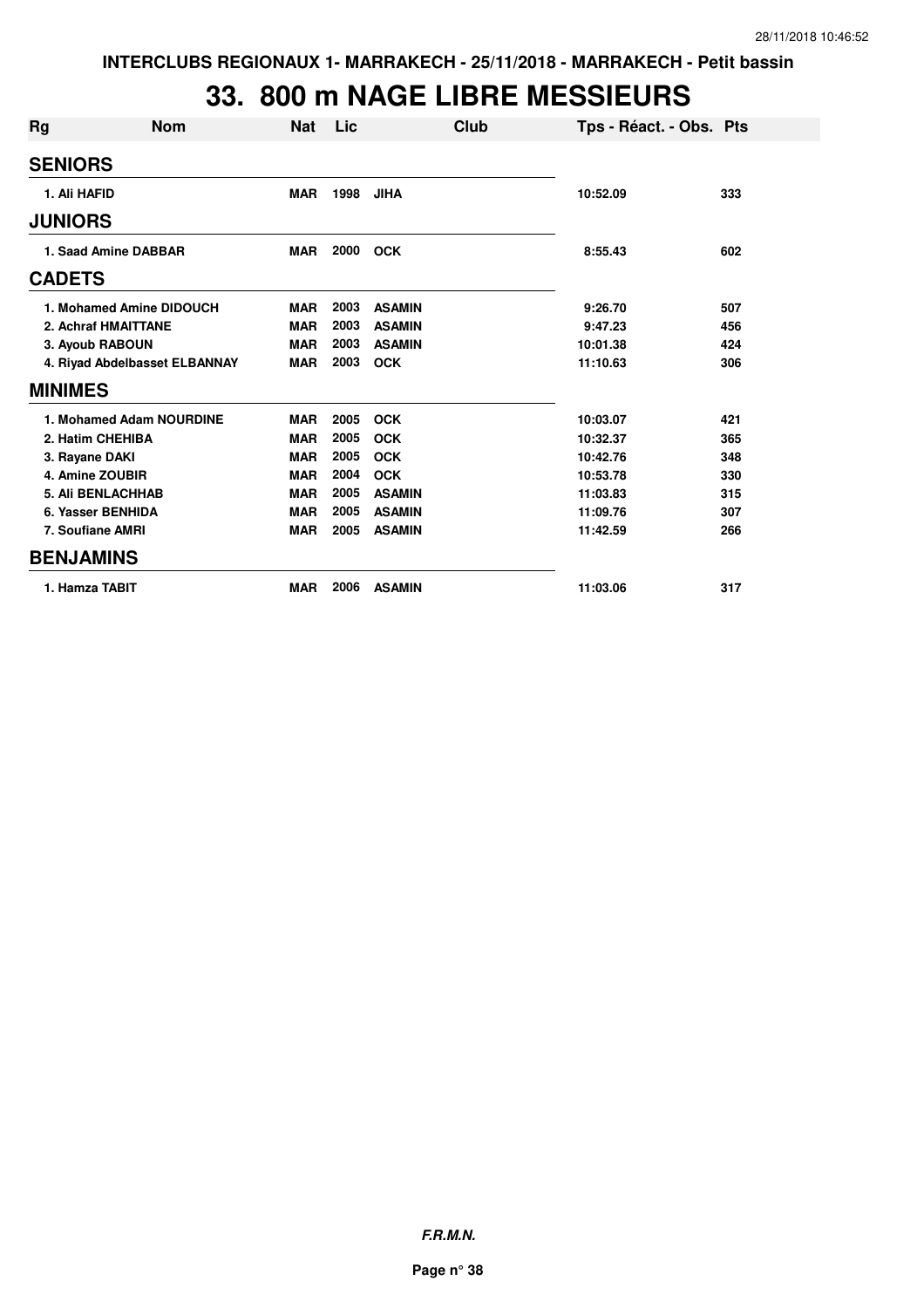INTERCLUBS REGIONAUX 1- MARRAKECH - 25/11/2018 - MARRAKECH - Petit bassin

# 33. 800 m NAGE LIBRE MESSIEURS

| Rg | Nom | Nat | Lic | Club | Tps - Réact. - Obs. | Pts |
|---|---|---|---|---|---|---|
| **SENIORS** | | | | | | |
| 1. Ali HAFID | | MAR | 1998 | JIHA | 10:52.09 | 333 |
| **JUNIORS** | | | | | | |
| 1. Saad Amine DABBAR | | MAR | 2000 | OCK | 8:55.43 | 602 |
| **CADETS** | | | | | | |
| 1. Mohamed Amine DIDOUCH | | MAR | 2003 | ASAMIN | 9:26.70 | 507 |
| 2. Achraf HMAITTANE | | MAR | 2003 | ASAMIN | 9:47.23 | 456 |
| 3. Ayoub RABOUN | | MAR | 2003 | ASAMIN | 10:01.38 | 424 |
| 4. Riyad Abdelbasset ELBANNAY | | MAR | 2003 | OCK | 11:10.63 | 306 |
| **MINIMES** | | | | | | |
| 1. Mohamed Adam NOURDINE | | MAR | 2005 | OCK | 10:03.07 | 421 |
| 2. Hatim CHEHIBA | | MAR | 2005 | OCK | 10:32.37 | 365 |
| 3. Rayane DAKI | | MAR | 2005 | OCK | 10:42.76 | 348 |
| 4. Amine ZOUBIR | | MAR | 2004 | OCK | 10:53.78 | 330 |
| 5. Ali BENLACHHAB | | MAR | 2005 | ASAMIN | 11:03.83 | 315 |
| 6. Yasser BENHIDA | | MAR | 2005 | ASAMIN | 11:09.76 | 307 |
| 7. Soufiane AMRI | | MAR | 2005 | ASAMIN | 11:42.59 | 266 |
| **BENJAMINS** | | | | | | |
| 1. Hamza TABIT | | MAR | 2006 | ASAMIN | 11:03.06 | 317 |

***F.R.M.N.***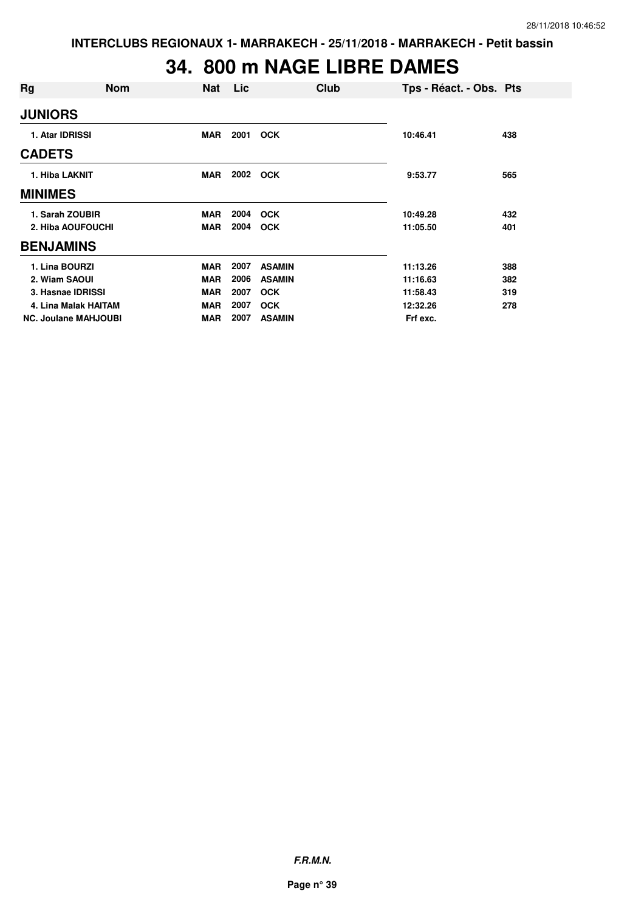# 34. 800 m NAGE LIBRE DAMES

| Rg | Nom | Nat | Lic | Club | Tps - Réact. - Obs. | Pts |
|---|---|---|---|---|---|---|
| **JUNIORS** | | | | | | |
| 1. Atar IDRISSI | | MAR | 2001 | OCK | 10:46.41 | 438 |
| **CADETS** | | | | | | |
| 1. Hiba LAKNIT | | MAR | 2002 | OCK | 9:53.77 | 565 |
| **MINIMES** | | | | | | |
| 1. Sarah ZOUBIR | | MAR | 2004 | OCK | 10:49.28 | 432 |
| 2. Hiba AOUFOUCHI | | MAR | 2004 | OCK | 11:05.50 | 401 |
| **BENJAMINS** | | | | | | |
| 1. Lina BOURZI | | MAR | 2007 | ASAMIN | 11:13.26 | 388 |
| 2. Wiam SAOUI | | MAR | 2006 | ASAMIN | 11:16.63 | 382 |
| 3. Hasnae IDRISSI | | MAR | 2007 | OCK | 11:58.43 | 319 |
| 4. Lina Malak HAITAM | | MAR | 2007 | OCK | 12:32.26 | 278 |
| NC. Joulane MAHJOUBI | | MAR | 2007 | ASAMIN | Frf exc. | |

*F.R.M.N.*